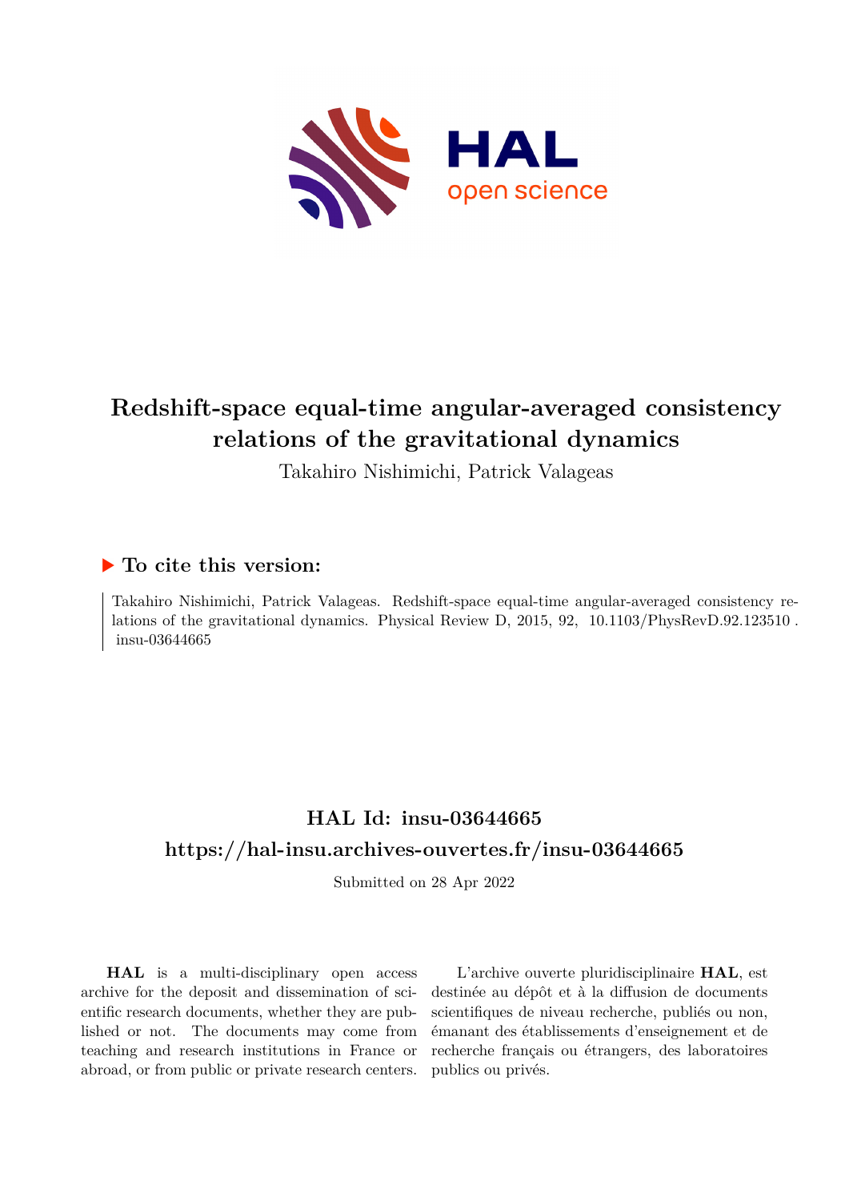# Redshift-space equal-time angular-averaged consistency relations of the gravitational dynamics

Takahiro Nishimichi, Patrick Valageas

## ▶ To cite this version:

Takahiro Nishimichi, Patrick Valageas. Redshift-space equal-time angular-averaged consistency relations of the gravitational dynamics. Physical Review D, 2015, 92, 10.1103/PhysRevD.92.123510 . insu-03644665

## HAL Id: insu-03644665

## https://hal-insu.archives-ouvertes.fr/insu-03644665

Submitted on 28 Apr 2022

**HAL** is a multi-disciplinary open access archive for the deposit and dissemination of scientific research documents, whether they are published or not. The documents may come from teaching and research institutions in France or abroad, or from public or private research centers.

L'archive ouverte pluridisciplinaire **HAL**, est destinée au dépôt et à la diffusion de documents scientifiques de niveau recherche, publiés ou non, émanant des établissements d'enseignement et de recherche français ou étrangers, des laboratoires publics ou privés.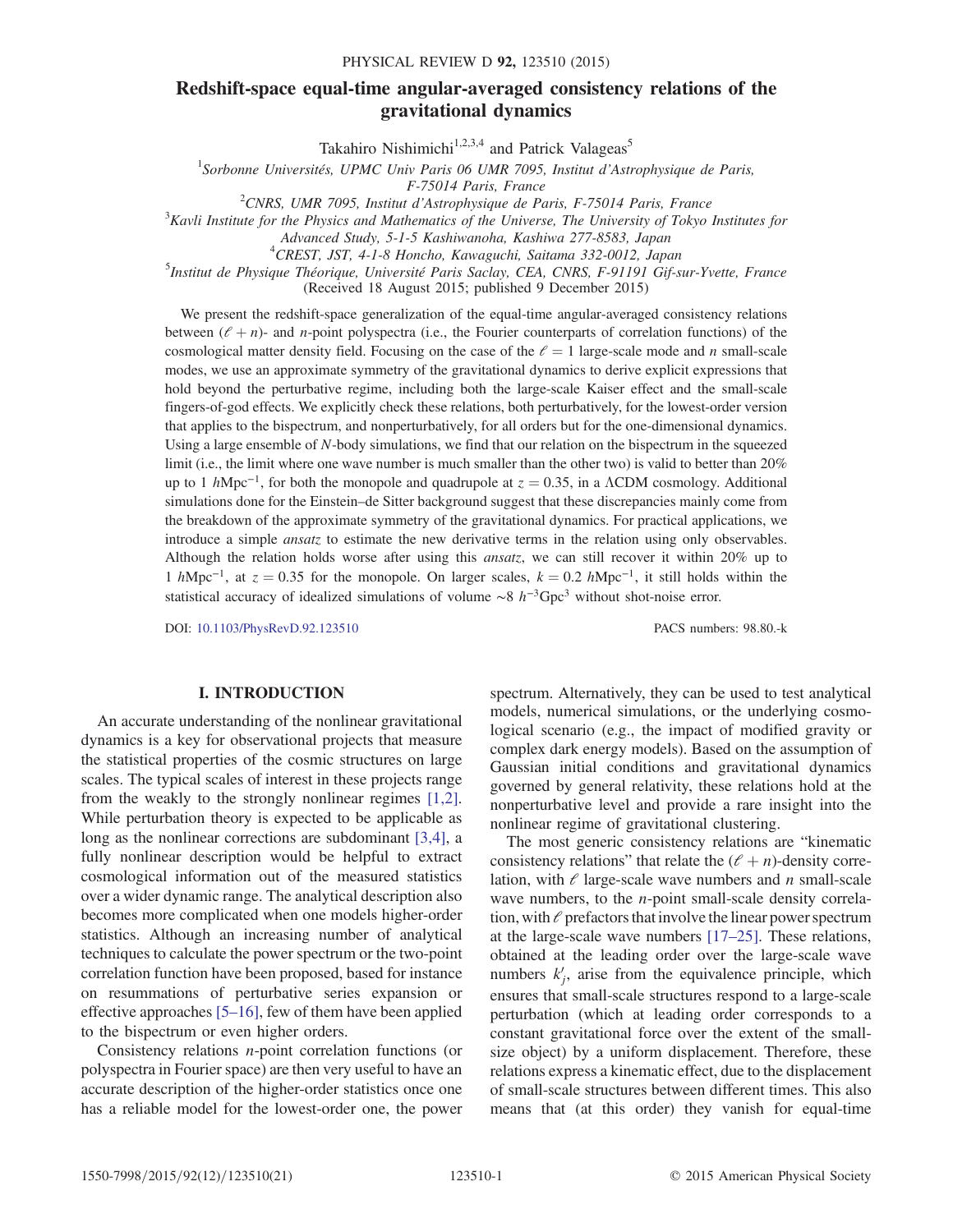# Redshift-space equal-time angular-averaged consistency relations of the gravitational dynamics

Takahiro Nishimichi[1,2,3,4] and Patrick Valageas[5]

[1]Sorbonne Universités, UPMC Univ Paris 06 UMR 7095, Institut d'Astrophysique de Paris, F-75014 Paris, France

[2]CNRS, UMR 7095, Institut d'Astrophysique de Paris, F-75014 Paris, France

[3]Kavli Institute for the Physics and Mathematics of the Universe, The University of Tokyo Institutes for Advanced Study, 5-1-5 Kashiwanoha, Kashiwa 277-8583, Japan

[4]CREST, JST, 4-1-8 Honcho, Kawaguchi, Saitama 332-0012, Japan

[5]Institut de Physique Théorique, Université Paris Saclay, CEA, CNRS, F-91191 Gif-sur-Yvette, France

(Received 18 August 2015; published 9 December 2015)

We present the redshift-space generalization of the equal-time angular-averaged consistency relations between $(\ell + n)$- and $n$-point polyspectra (i.e., the Fourier counterparts of correlation functions) of the cosmological matter density field. Focusing on the case of the $\ell = 1$ large-scale mode and $n$ small-scale modes, we use an approximate symmetry of the gravitational dynamics to derive explicit expressions that hold beyond the perturbative regime, including both the large-scale Kaiser effect and the small-scale fingers-of-god effects. We explicitly check these relations, both perturbatively, for the lowest-order version that applies to the bispectrum, and nonperturbatively, for all orders but for the one-dimensional dynamics. Using a large ensemble of $N$-body simulations, we find that our relation on the bispectrum in the squeezed limit (i.e., the limit where one wave number is much smaller than the other two) is valid to better than 20% up to 1 $h$Mpc$^{-1}$, for both the monopole and quadrupole at $z = 0.35$, in a ΛCDM cosmology. Additional simulations done for the Einstein–de Sitter background suggest that these discrepancies mainly come from the breakdown of the approximate symmetry of the gravitational dynamics. For practical applications, we introduce a simple *ansatz* to estimate the new derivative terms in the relation using only observables. Although the relation holds worse after using this *ansatz*, we can still recover it within 20% up to 1 $h$Mpc$^{-1}$, at $z = 0.35$ for the monopole. On larger scales, $k = 0.2$ $h$Mpc$^{-1}$, it still holds within the statistical accuracy of idealized simulations of volume $\sim 8$ $h^{-3}$Gpc$^3$ without shot-noise error.

DOI: 10.1103/PhysRevD.92.123510 PACS numbers: 98.80.-k

## I. INTRODUCTION

An accurate understanding of the nonlinear gravitational dynamics is a key for observational projects that measure the statistical properties of the cosmic structures on large scales. The typical scales of interest in these projects range from the weakly to the strongly nonlinear regimes [1,2]. While perturbation theory is expected to be applicable as long as the nonlinear corrections are subdominant [3,4], a fully nonlinear description would be helpful to extract cosmological information out of the measured statistics over a wider dynamic range. The analytical description also becomes more complicated when one models higher-order statistics. Although an increasing number of analytical techniques to calculate the power spectrum or the two-point correlation function have been proposed, based for instance on resummations of perturbative series expansion or effective approaches [5–16], few of them have been applied to the bispectrum or even higher orders.

Consistency relations $n$-point correlation functions (or polyspectra in Fourier space) are then very useful to have an accurate description of the higher-order statistics once one has a reliable model for the lowest-order one, the power spectrum. Alternatively, they can be used to test analytical models, numerical simulations, or the underlying cosmological scenario (e.g., the impact of modified gravity or complex dark energy models). Based on the assumption of Gaussian initial conditions and gravitational dynamics governed by general relativity, these relations hold at the nonperturbative level and provide a rare insight into the nonlinear regime of gravitational clustering.

The most generic consistency relations are "kinematic consistency relations" that relate the $(\ell + n)$-density correlation, with $\ell$ large-scale wave numbers and $n$ small-scale wave numbers, to the $n$-point small-scale density correlation, with $\ell$ prefactors that involve the linear power spectrum at the large-scale wave numbers [17–25]. These relations, obtained at the leading order over the large-scale wave numbers $k'_j$, arise from the equivalence principle, which ensures that small-scale structures respond to a large-scale perturbation (which at leading order corresponds to a constant gravitational force over the extent of the small-size object) by a uniform displacement. Therefore, these relations express a kinematic effect, due to the displacement of small-scale structures between different times. This also means that (at this order) they vanish for equal-time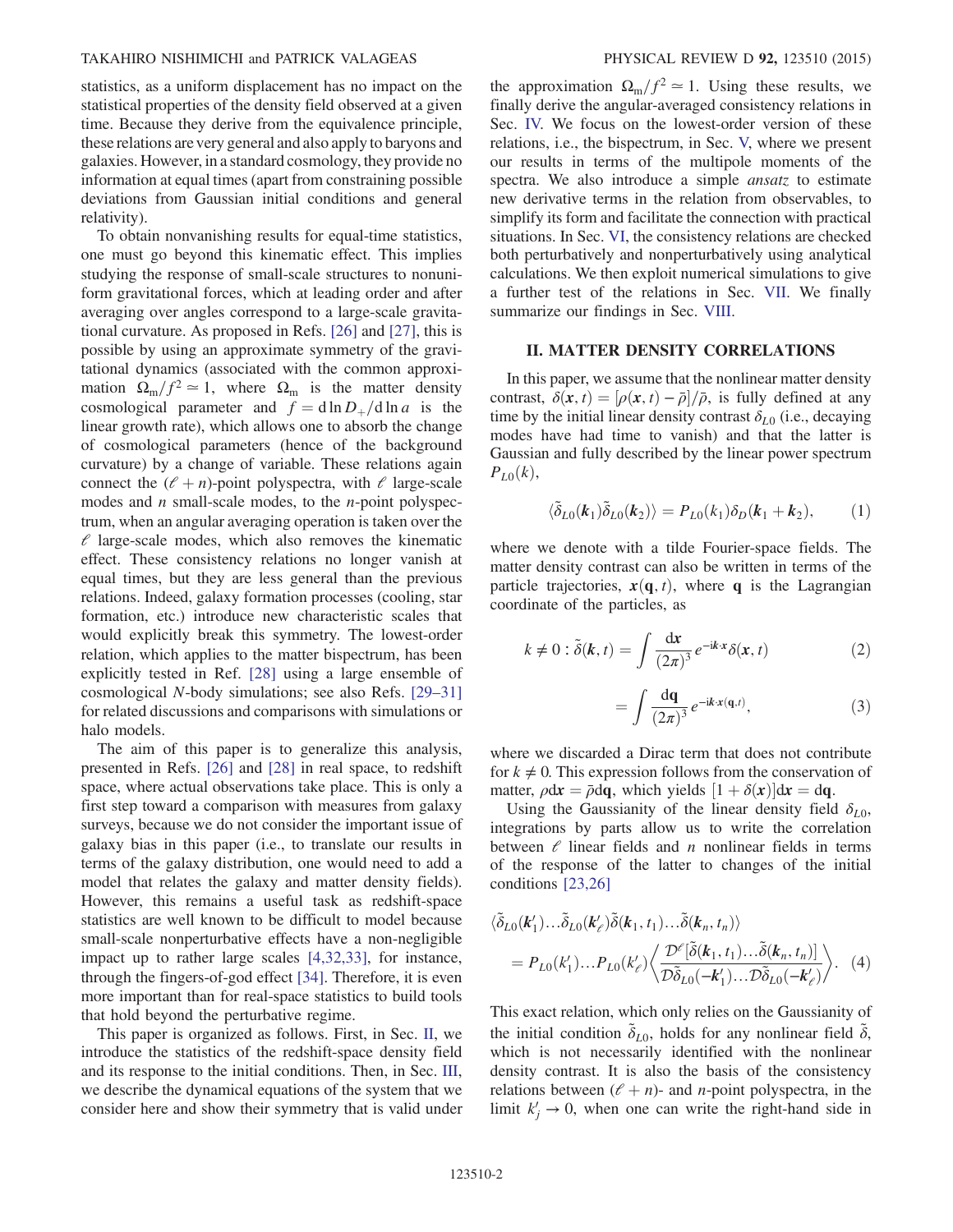statistics, as a uniform displacement has no impact on the statistical properties of the density field observed at a given time. Because they derive from the equivalence principle, these relations are very general and also apply to baryons and galaxies. However, in a standard cosmology, they provide no information at equal times (apart from constraining possible deviations from Gaussian initial conditions and general relativity).

To obtain nonvanishing results for equal-time statistics, one must go beyond this kinematic effect. This implies studying the response of small-scale structures to nonuniform gravitational forces, which at leading order and after averaging over angles correspond to a large-scale gravitational curvature. As proposed in Refs. [26] and [27], this is possible by using an approximate symmetry of the gravitational dynamics (associated with the common approximation $\Omega_m/f^2 \simeq 1$, where $\Omega_m$ is the matter density cosmological parameter and $f = \mathrm{d}\ln D_+/\mathrm{d}\ln a$ is the linear growth rate), which allows one to absorb the change of cosmological parameters (hence of the background curvature) by a change of variable. These relations again connect the $(\ell + n)$-point polyspectra, with $\ell$ large-scale modes and $n$ small-scale modes, to the $n$-point polyspectrum, when an angular averaging operation is taken over the $\ell$ large-scale modes, which also removes the kinematic effect. These consistency relations no longer vanish at equal times, but they are less general than the previous relations. Indeed, galaxy formation processes (cooling, star formation, etc.) introduce new characteristic scales that would explicitly break this symmetry. The lowest-order relation, which applies to the matter bispectrum, has been explicitly tested in Ref. [28] using a large ensemble of cosmological $N$-body simulations; see also Refs. [29–31] for related discussions and comparisons with simulations or halo models.

The aim of this paper is to generalize this analysis, presented in Refs. [26] and [28] in real space, to redshift space, where actual observations take place. This is only a first step toward a comparison with measures from galaxy surveys, because we do not consider the important issue of galaxy bias in this paper (i.e., to translate our results in terms of the galaxy distribution, one would need to add a model that relates the galaxy and matter density fields). However, this remains a useful task as redshift-space statistics are well known to be difficult to model because small-scale nonperturbative effects have a non-negligible impact up to rather large scales [4,32,33], for instance, through the fingers-of-god effect [34]. Therefore, it is even more important than for real-space statistics to build tools that hold beyond the perturbative regime.

This paper is organized as follows. First, in Sec. II, we introduce the statistics of the redshift-space density field and its response to the initial conditions. Then, in Sec. III, we describe the dynamical equations of the system that we consider here and show their symmetry that is valid under the approximation $\Omega_m/f^2 \simeq 1$. Using these results, we finally derive the angular-averaged consistency relations in Sec. IV. We focus on the lowest-order version of these relations, i.e., the bispectrum, in Sec. V, where we present our results in terms of the multipole moments of the spectra. We also introduce a simple *ansatz* to estimate new derivative terms in the relation from observables, to simplify its form and facilitate the connection with practical situations. In Sec. VI, the consistency relations are checked both perturbatively and nonperturbatively using analytical calculations. We then exploit numerical simulations to give a further test of the relations in Sec. VII. We finally summarize our findings in Sec. VIII.

## II. MATTER DENSITY CORRELATIONS

In this paper, we assume that the nonlinear matter density contrast, $\delta(\boldsymbol{x}, t) = [\rho(\boldsymbol{x}, t) - \bar{\rho}]/\bar{\rho}$, is fully defined at any time by the initial linear density contrast $\delta_{L0}$ (i.e., decaying modes have had time to vanish) and that the latter is Gaussian and fully described by the linear power spectrum $P_{L0}(k)$,

$$\langle \tilde{\delta}_{L0}(\boldsymbol{k}_1)\tilde{\delta}_{L0}(\boldsymbol{k}_2)\rangle = P_{L0}(k_1)\delta_D(\boldsymbol{k}_1 + \boldsymbol{k}_2), \tag{1}$$

where we denote with a tilde Fourier-space fields. The matter density contrast can also be written in terms of the particle trajectories, $\boldsymbol{x}(\mathbf{q}, t)$, where $\mathbf{q}$ is the Lagrangian coordinate of the particles, as

$$k \neq 0 : \tilde{\delta}(\boldsymbol{k}, t) = \int \frac{\mathrm{d}\boldsymbol{x}}{(2\pi)^3} e^{-\mathrm{i}\boldsymbol{k}\cdot\boldsymbol{x}} \delta(\boldsymbol{x}, t) \tag{2}$$

$$= \int \frac{\mathrm{d}\mathbf{q}}{(2\pi)^3} e^{-\mathrm{i}\boldsymbol{k}\cdot\boldsymbol{x}(\mathbf{q},t)}, \tag{3}$$

where we discarded a Dirac term that does not contribute for $k \neq 0$. This expression follows from the conservation of matter, $\rho \mathrm{d}\boldsymbol{x} = \bar{\rho}\mathrm{d}\mathbf{q}$, which yields $[1 + \delta(\boldsymbol{x})]\mathrm{d}\boldsymbol{x} = \mathrm{d}\mathbf{q}$.

Using the Gaussianity of the linear density field $\delta_{L0}$, integrations by parts allow us to write the correlation between $\ell$ linear fields and $n$ nonlinear fields in terms of the response of the latter to changes of the initial conditions [23,26]

$$\begin{aligned}
&\langle \tilde{\delta}_{L0}(\boldsymbol{k}'_1)\ldots\tilde{\delta}_{L0}(\boldsymbol{k}'_\ell)\tilde{\delta}(\boldsymbol{k}_1, t_1)\ldots\tilde{\delta}(\boldsymbol{k}_n, t_n)\rangle \\
&\quad = P_{L0}(k'_1)\ldots P_{L0}(k'_\ell)\left\langle \frac{\mathcal{D}^\ell[\tilde{\delta}(\boldsymbol{k}_1, t_1)\ldots\tilde{\delta}(\boldsymbol{k}_n, t_n)]}{\mathcal{D}\tilde{\delta}_{L0}(-\boldsymbol{k}'_1)\ldots\mathcal{D}\tilde{\delta}_{L0}(-\boldsymbol{k}'_\ell)}\right\rangle.
\end{aligned} \tag{4}$$

This exact relation, which only relies on the Gaussianity of the initial condition $\tilde{\delta}_{L0}$, holds for any nonlinear field $\tilde{\delta}$, which is not necessarily identified with the nonlinear density contrast. It is also the basis of the consistency relations between $(\ell + n)$- and $n$-point polyspectra, in the limit $k'_j \to 0$, when one can write the right-hand side in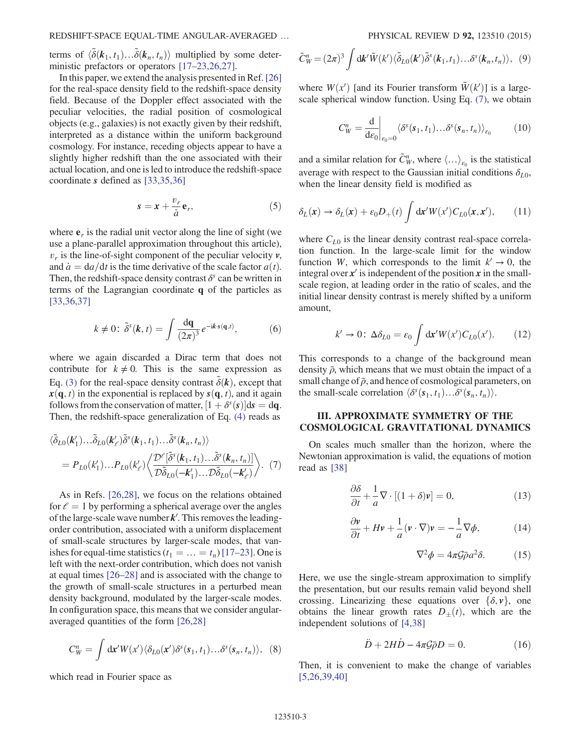terms of $\langle\tilde{\delta}(\mathbf{k}_1,t_1)\ldots\tilde{\delta}(\mathbf{k}_n,t_n)\rangle$ multiplied by some deterministic prefactors or operators [17–23,26,27].

In this paper, we extend the analysis presented in Ref. [26] for the real-space density field to the redshift-space density field. Because of the Doppler effect associated with the peculiar velocities, the radial position of cosmological objects (e.g., galaxies) is not exactly given by their redshift, interpreted as a distance within the uniform background cosmology. For instance, receding objects appear to have a slightly higher redshift than the one associated with their actual location, and one is led to introduce the redshift-space coordinate $\mathbf{s}$ defined as [33,35,36]

$$\mathbf{s} = \mathbf{x} + \frac{v_r}{\dot{a}}\mathbf{e}_r, \tag{5}$$

where $\mathbf{e}_r$ is the radial unit vector along the line of sight (we use a plane-parallel approximation throughout this article), $v_r$ is the line-of-sight component of the peculiar velocity $\mathbf{v}$, and $\dot{a} = \mathrm{d}a/\mathrm{d}t$ is the time derivative of the scale factor $a(t)$. Then, the redshift-space density contrast $\delta^s$ can be written in terms of the Lagrangian coordinate $\mathbf{q}$ of the particles as [33,36,37]

$$k \neq 0\colon\ \tilde{\delta}^s(\mathbf{k},t) = \int \frac{\mathrm{d}\mathbf{q}}{(2\pi)^3}e^{-\mathrm{i}\mathbf{k}\cdot\mathbf{s}(\mathbf{q},t)}, \tag{6}$$

where we again discarded a Dirac term that does not contribute for $k \neq 0$. This is the same expression as Eq. (3) for the real-space density contrast $\tilde{\delta}(\mathbf{k})$, except that $\mathbf{x}(\mathbf{q},t)$ in the exponential is replaced by $\mathbf{s}(\mathbf{q},t)$, and it again follows from the conservation of matter, $[1+\delta^s(\mathbf{s})]\mathrm{d}\mathbf{s} = \mathrm{d}\mathbf{q}$. Then, the redshift-space generalization of Eq. (4) reads as

$$\begin{aligned}
&\langle\tilde{\delta}_{L0}(\mathbf{k}'_1)\ldots\tilde{\delta}_{L0}(\mathbf{k}'_\ell)\tilde{\delta}^s(\mathbf{k}_1,t_1)\ldots\tilde{\delta}^s(\mathbf{k}_n,t_n)\rangle \\
&\quad = P_{L0}(k'_1)\ldots P_{L0}(k'_\ell)\left\langle\frac{\mathcal{D}^\ell[\tilde{\delta}^s(\mathbf{k}_1,t_1)\ldots\tilde{\delta}^s(\mathbf{k}_n,t_n)]}{\mathcal{D}\tilde{\delta}_{L0}(-\mathbf{k}'_1)\ldots\mathcal{D}\tilde{\delta}_{L0}(-\mathbf{k}'_\ell)}\right\rangle.
\end{aligned} \tag{7}$$

As in Refs. [26,28], we focus on the relations obtained for $\ell = 1$ by performing a spherical average over the angles of the large-scale wave number $\mathbf{k}'$. This removes the leading-order contribution, associated with a uniform displacement of small-scale structures by larger-scale modes, that vanishes for equal-time statistics ($t_1 = \ldots = t_n$) [17–23]. One is left with the next-order contribution, which does not vanish at equal times [26–28] and is associated with the change to the growth of small-scale structures in a perturbed mean density background, modulated by the larger-scale modes. In configuration space, this means that we consider angular-averaged quantities of the form [26,28]

$$C_W^n = \int \mathrm{d}\mathbf{x}' W(x')\langle\delta_{L0}(\mathbf{x}')\delta^s(\mathbf{s}_1,t_1)\ldots\delta^s(\mathbf{s}_n,t_n)\rangle, \tag{8}$$

which read in Fourier space as

$$\tilde{C}_W^n = (2\pi)^3\int \mathrm{d}\mathbf{k}'\tilde{W}(k')\langle\tilde{\delta}_{L0}(\mathbf{k}')\tilde{\delta}^s(\mathbf{k}_1,t_1)\ldots\delta^s(\mathbf{k}_n,t_n)\rangle, \tag{9}$$

where $W(x')$ [and its Fourier transform $\tilde{W}(k')$] is a large-scale spherical window function. Using Eq. (7), we obtain

$$C_W^n = \left.\frac{\mathrm{d}}{\mathrm{d}\varepsilon_0}\right|_{\varepsilon_0=0}\langle\delta^s(\mathbf{s}_1,t_1)\ldots\delta^s(\mathbf{s}_n,t_n)\rangle_{\varepsilon_0} \tag{10}$$

and a similar relation for $\tilde{C}_W^n$, where $\langle\ldots\rangle_{\varepsilon_0}$ is the statistical average with respect to the Gaussian initial conditions $\delta_{L0}$, when the linear density field is modified as

$$\delta_L(\mathbf{x}) \to \delta_L(\mathbf{x}) + \varepsilon_0 D_+(t)\int \mathrm{d}\mathbf{x}' W(x')C_{L0}(\mathbf{x},\mathbf{x}'), \tag{11}$$

where $C_{L0}$ is the linear density contrast real-space correlation function. In the large-scale limit for the window function $W$, which corresponds to the limit $k' \to 0$, the integral over $\mathbf{x}'$ is independent of the position $\mathbf{x}$ in the small-scale region, at leading order in the ratio of scales, and the initial linear density contrast is merely shifted by a uniform amount,

$$k' \to 0\colon\ \Delta\delta_{L0} = \varepsilon_0\int \mathrm{d}\mathbf{x}' W(x')C_{L0}(x'). \tag{12}$$

This corresponds to a change of the background mean density $\bar{\rho}$, which means that we must obtain the impact of a small change of $\bar{\rho}$, and hence of cosmological parameters, on the small-scale correlation $\langle\delta^s(\mathbf{s}_1,t_1)\ldots\delta^s(\mathbf{s}_n,t_n)\rangle$.

## III. APPROXIMATE SYMMETRY OF THE COSMOLOGICAL GRAVITATIONAL DYNAMICS

On scales much smaller than the horizon, where the Newtonian approximation is valid, the equations of motion read as [38]

$$\frac{\partial\delta}{\partial t} + \frac{1}{a}\nabla\cdot[(1+\delta)\mathbf{v}] = 0, \tag{13}$$

$$\frac{\partial\mathbf{v}}{\partial t} + H\mathbf{v} + \frac{1}{a}(\mathbf{v}\cdot\nabla)\mathbf{v} = -\frac{1}{a}\nabla\phi, \tag{14}$$

$$\nabla^2\phi = 4\pi\mathcal{G}\bar{\rho}a^2\delta. \tag{15}$$

Here, we use the single-stream approximation to simplify the presentation, but our results remain valid beyond shell crossing. Linearizing these equations over $\{\delta,\mathbf{v}\}$, one obtains the linear growth rates $D_\pm(t)$, which are the independent solutions of [4,38]

$$\ddot{D} + 2H\dot{D} - 4\pi\mathcal{G}\bar{\rho}D = 0. \tag{16}$$

Then, it is convenient to make the change of variables [5,26,39,40]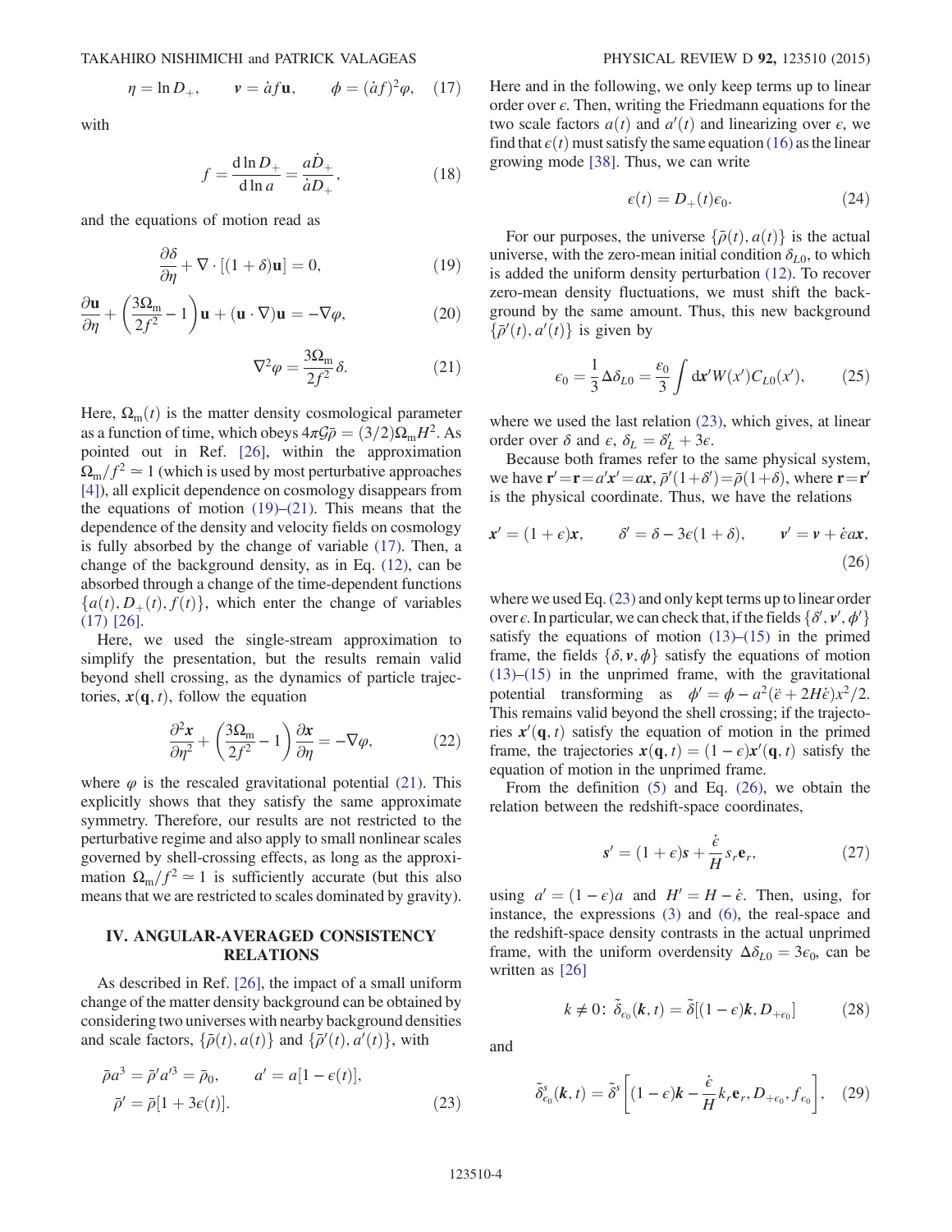$$\eta = \ln D_+, \qquad \mathbf{v} = \dot{a} f \mathbf{u}, \qquad \phi = (\dot{a} f)^2 \varphi, \quad (17)$$

with

$$f = \frac{\mathrm{d} \ln D_+}{\mathrm{d} \ln a} = \frac{a \dot{D}_+}{\dot{a} D_+}, \quad (18)$$

and the equations of motion read as

$$\frac{\partial \delta}{\partial \eta} + \nabla \cdot [(1+\delta)\mathbf{u}] = 0, \quad (19)$$

$$\frac{\partial \mathbf{u}}{\partial \eta} + \left(\frac{3\Omega_{\mathrm{m}}}{2f^2} - 1\right)\mathbf{u} + (\mathbf{u}\cdot\nabla)\mathbf{u} = -\nabla\varphi, \quad (20)$$

$$\nabla^2 \varphi = \frac{3\Omega_{\mathrm{m}}}{2f^2}\delta. \quad (21)$$

Here, $\Omega_{\mathrm{m}}(t)$ is the matter density cosmological parameter as a function of time, which obeys $4\pi\mathcal{G}\bar{\rho} = (3/2)\Omega_{\mathrm{m}} H^2$. As pointed out in Ref. [26], within the approximation $\Omega_{\mathrm{m}}/f^2 \simeq 1$ (which is used by most perturbative approaches [4]), all explicit dependence on cosmology disappears from the equations of motion (19)–(21). This means that the dependence of the density and velocity fields on cosmology is fully absorbed by the change of variable (17). Then, a change of the background density, as in Eq. (12), can be absorbed through a change of the time-dependent functions $\{a(t), D_+(t), f(t)\}$, which enter the change of variables (17) [26].

Here, we used the single-stream approximation to simplify the presentation, but the results remain valid beyond shell crossing, as the dynamics of particle trajectories, $\boldsymbol{x}(\mathbf{q}, t)$, follow the equation

$$\frac{\partial^2 \boldsymbol{x}}{\partial \eta^2} + \left(\frac{3\Omega_{\mathrm{m}}}{2f^2} - 1\right)\frac{\partial \boldsymbol{x}}{\partial \eta} = -\nabla\varphi, \quad (22)$$

where $\varphi$ is the rescaled gravitational potential (21). This explicitly shows that they satisfy the same approximate symmetry. Therefore, our results are not restricted to the perturbative regime and also apply to small nonlinear scales governed by shell-crossing effects, as long as the approximation $\Omega_{\mathrm{m}}/f^2 \simeq 1$ is sufficiently accurate (but this also means that we are restricted to scales dominated by gravity).

## IV. ANGULAR-AVERAGED CONSISTENCY RELATIONS

As described in Ref. [26], the impact of a small uniform change of the matter density background can be obtained by considering two universes with nearby background densities and scale factors, $\{\bar{\rho}(t), a(t)\}$ and $\{\bar{\rho}'(t), a'(t)\}$, with

$$\bar{\rho} a^3 = \bar{\rho}' a'^3 = \bar{\rho}_0, \qquad a' = a[1 - \epsilon(t)],$$
$$\bar{\rho}' = \bar{\rho}[1 + 3\epsilon(t)]. \quad (23)$$

Here and in the following, we only keep terms up to linear order over $\epsilon$. Then, writing the Friedmann equations for the two scale factors $a(t)$ and $a'(t)$ and linearizing over $\epsilon$, we find that $\epsilon(t)$ must satisfy the same equation (16) as the linear growing mode [38]. Thus, we can write

$$\epsilon(t) = D_+(t)\epsilon_0. \quad (24)$$

For our purposes, the universe $\{\bar{\rho}(t), a(t)\}$ is the actual universe, with the zero-mean initial condition $\delta_{L0}$, to which is added the uniform density perturbation (12). To recover zero-mean density fluctuations, we must shift the background by the same amount. Thus, this new background $\{\bar{\rho}'(t), a'(t)\}$ is given by

$$\epsilon_0 = \frac{1}{3}\Delta\delta_{L0} = \frac{\varepsilon_0}{3}\int \mathrm{d}\boldsymbol{x}' W(x') C_{L0}(x'), \quad (25)$$

where we used the last relation (23), which gives, at linear order over $\delta$ and $\epsilon$, $\delta_L = \delta_L' + 3\epsilon$.

Because both frames refer to the same physical system, we have $\mathbf{r}' = \mathbf{r} = a'\boldsymbol{x}' = a\boldsymbol{x}$, $\bar{\rho}'(1+\delta') = \bar{\rho}(1+\delta)$, where $\mathbf{r} = \mathbf{r}'$ is the physical coordinate. Thus, we have the relations

$$\boldsymbol{x}' = (1+\epsilon)\boldsymbol{x}, \qquad \delta' = \delta - 3\epsilon(1+\delta), \qquad \boldsymbol{v}' = \boldsymbol{v} + \dot{\epsilon} a \boldsymbol{x}, \quad (26)$$

where we used Eq. (23) and only kept terms up to linear order over $\epsilon$. In particular, we can check that, if the fields $\{\delta', \boldsymbol{v}', \phi'\}$ satisfy the equations of motion (13)–(15) in the primed frame, the fields $\{\delta, \boldsymbol{v}, \phi\}$ satisfy the equations of motion (13)–(15) in the unprimed frame, with the gravitational potential transforming as $\phi' = \phi - a^2(\ddot{\epsilon} + 2H\dot{\epsilon})x^2/2$. This remains valid beyond the shell crossing; if the trajectories $\boldsymbol{x}'(\mathbf{q}, t)$ satisfy the equation of motion in the primed frame, the trajectories $\boldsymbol{x}(\mathbf{q}, t) = (1-\epsilon)\boldsymbol{x}'(\mathbf{q}, t)$ satisfy the equation of motion in the unprimed frame.

From the definition (5) and Eq. (26), we obtain the relation between the redshift-space coordinates,

$$\boldsymbol{s}' = (1+\epsilon)\boldsymbol{s} + \frac{\dot{\epsilon}}{H} s_r \mathbf{e}_r, \quad (27)$$

using $a' = (1-\epsilon)a$ and $H' = H - \dot{\epsilon}$. Then, using, for instance, the expressions (3) and (6), the real-space and the redshift-space density contrasts in the actual unprimed frame, with the uniform overdensity $\Delta\delta_{L0} = 3\epsilon_0$, can be written as [26]

$$k \neq 0: \; \tilde{\delta}_{\epsilon_0}(\boldsymbol{k}, t) = \tilde{\delta}[(1-\epsilon)\boldsymbol{k}, D_{+\epsilon_0}] \quad (28)$$

and

$$\tilde{\delta}^s_{\epsilon_0}(\boldsymbol{k}, t) = \tilde{\delta}^s\left[(1-\epsilon)\boldsymbol{k} - \frac{\dot{\epsilon}}{H} k_r \mathbf{e}_r, D_{+\epsilon_0}, f_{\epsilon_0}\right], \quad (29)$$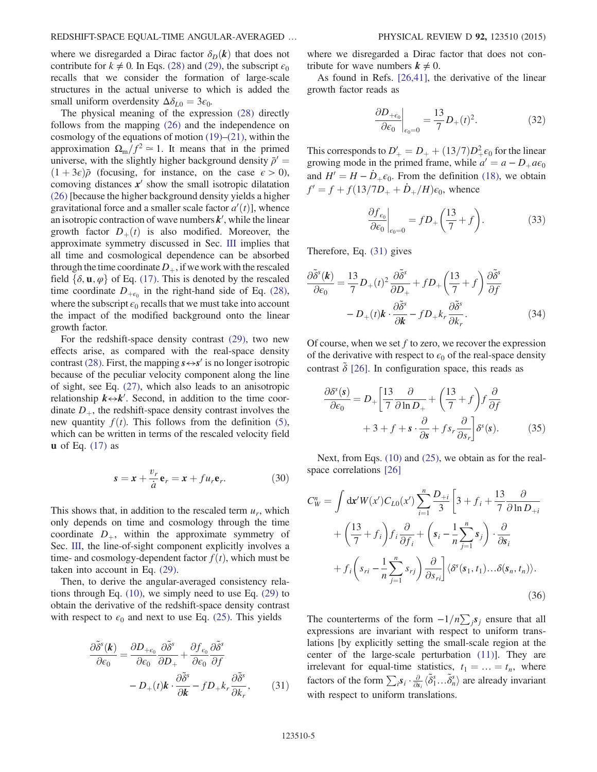where we disregarded a Dirac factor $\delta_D(\boldsymbol{k})$ that does not contribute for $k \neq 0$. In Eqs. (28) and (29), the subscript $\epsilon_0$ recalls that we consider the formation of large-scale structures in the actual universe to which is added the small uniform overdensity $\Delta\delta_{L0} = 3\epsilon_0$.

The physical meaning of the expression (28) directly follows from the mapping (26) and the independence on cosmology of the equations of motion (19)–(21), within the approximation $\Omega_{\mathrm{m}}/f^2 \simeq 1$. It means that in the primed universe, with the slightly higher background density $\bar{\rho}' = (1+3\epsilon)\bar{\rho}$ (focusing, for instance, on the case $\epsilon > 0$), comoving distances $\boldsymbol{x}'$ show the small isotropic dilatation (26) [because the higher background density yields a higher gravitational force and a smaller scale factor $a'(t)$], whence an isotropic contraction of wave numbers $\boldsymbol{k}'$, while the linear growth factor $D_+(t)$ is also modified. Moreover, the approximate symmetry discussed in Sec. III implies that all time and cosmological dependence can be absorbed through the time coordinate $D_+$, if we work with the rescaled field $\{\delta, \mathbf{u}, \varphi\}$ of Eq. (17). This is denoted by the rescaled time coordinate $D_{+\epsilon_0}$ in the right-hand side of Eq. (28), where the subscript $\epsilon_0$ recalls that we must take into account the impact of the modified background onto the linear growth factor.

For the redshift-space density contrast (29), two new effects arise, as compared with the real-space density contrast (28). First, the mapping $\boldsymbol{s} \leftrightarrow \boldsymbol{s}'$ is no longer isotropic because of the peculiar velocity component along the line of sight, see Eq. (27), which also leads to an anisotropic relationship $\boldsymbol{k} \leftrightarrow \boldsymbol{k}'$. Second, in addition to the time coordinate $D_+$, the redshift-space density contrast involves the new quantity $f(t)$. This follows from the definition (5), which can be written in terms of the rescaled velocity field $\mathbf{u}$ of Eq. (17) as

$$\boldsymbol{s} = \boldsymbol{x} + \frac{v_r}{\dot{a}}\mathbf{e}_r = \boldsymbol{x} + f u_r \mathbf{e}_r. \tag{30}$$

This shows that, in addition to the rescaled term $u_r$, which only depends on time and cosmology through the time coordinate $D_+$, within the approximate symmetry of Sec. III, the line-of-sight component explicitly involves a time- and cosmology-dependent factor $f(t)$, which must be taken into account in Eq. (29).

Then, to derive the angular-averaged consistency relations through Eq. (10), we simply need to use Eq. (29) to obtain the derivative of the redshift-space density contrast with respect to $\epsilon_0$ and next to use Eq. (25). This yields

$$\frac{\partial\tilde{\delta}^s(\boldsymbol{k})}{\partial\epsilon_0} = \frac{\partial D_{+\epsilon_0}}{\partial\epsilon_0}\frac{\partial\tilde{\delta}^s}{\partial D_+} + \frac{\partial f_{\epsilon_0}}{\partial\epsilon_0}\frac{\partial\tilde{\delta}^s}{\partial f} - D_+(t)\boldsymbol{k}\cdot\frac{\partial\tilde{\delta}^s}{\partial\boldsymbol{k}} - fD_+ k_r\frac{\partial\tilde{\delta}^s}{\partial k_r}, \tag{31}$$

where we disregarded a Dirac factor that does not contribute for wave numbers $\boldsymbol{k} \neq 0$.

As found in Refs. [26,41], the derivative of the linear growth factor reads as

$$\left.\frac{\partial D_{+\epsilon_0}}{\partial\epsilon_0}\right|_{\epsilon_0=0} = \frac{13}{7}D_+(t)^2. \tag{32}$$

This corresponds to $D'_+ = D_+ + (13/7)D_+^2\epsilon_0$ for the linear growing mode in the primed frame, while $a' = a - D_+ a\epsilon_0$ and $H' = H - \dot{D}_+\epsilon_0$. From the definition (18), we obtain $f' = f + f(13/7D_+ + \dot{D}_+/H)\epsilon_0$, whence

$$\left.\frac{\partial f_{\epsilon_0}}{\partial\epsilon_0}\right|_{\epsilon_0=0} = fD_+\left(\frac{13}{7} + f\right). \tag{33}$$

Therefore, Eq. (31) gives

$$\frac{\partial\tilde{\delta}^s(\boldsymbol{k})}{\partial\epsilon_0} = \frac{13}{7}D_+(t)^2\frac{\partial\tilde{\delta}^s}{\partial D_+} + fD_+\left(\frac{13}{7} + f\right)\frac{\partial\tilde{\delta}^s}{\partial f} - D_+(t)\boldsymbol{k}\cdot\frac{\partial\tilde{\delta}^s}{\partial\boldsymbol{k}} - fD_+ k_r\frac{\partial\tilde{\delta}^s}{\partial k_r}. \tag{34}$$

Of course, when we set $f$ to zero, we recover the expression of the derivative with respect to $\epsilon_0$ of the real-space density contrast $\tilde{\delta}$ [26]. In configuration space, this reads as

$$\frac{\partial\delta^s(\boldsymbol{s})}{\partial\epsilon_0} = D_+\left[\frac{13}{7}\frac{\partial}{\partial\ln D_+} + \left(\frac{13}{7} + f\right)f\frac{\partial}{\partial f} + 3 + f + \boldsymbol{s}\cdot\frac{\partial}{\partial\boldsymbol{s}} + fs_r\frac{\partial}{\partial s_r}\right]\delta^s(\boldsymbol{s}). \tag{35}$$

Next, from Eqs. (10) and (25), we obtain as for the real-space correlations [26]

$$C_W^n = \int \mathrm{d}\boldsymbol{x}' W(x') C_{L0}(x') \sum_{i=1}^n \frac{D_{+i}}{3}\left[3 + f_i + \frac{13}{7}\frac{\partial}{\partial\ln D_{+i}} + \left(\frac{13}{7} + f_i\right)f_i\frac{\partial}{\partial f_i} + \left(\boldsymbol{s}_i - \frac{1}{n}\sum_{j=1}^n \boldsymbol{s}_j\right)\cdot\frac{\partial}{\partial\boldsymbol{s}_i} + f_i\left(s_{ri} - \frac{1}{n}\sum_{j=1}^n s_{rj}\right)\frac{\partial}{\partial s_{ri}}\right]\langle\delta^s(\boldsymbol{s}_1, t_1)\ldots\delta(\boldsymbol{s}_n, t_n)\rangle. \tag{36}$$

The counterterms of the form $-1/n\sum_j \boldsymbol{s}_j$ ensure that all expressions are invariant with respect to uniform translations [by explicitly setting the small-scale region at the center of the large-scale perturbation (11)]. They are irrelevant for equal-time statistics, $t_1 = \ldots = t_n$, where factors of the form $\sum_i \boldsymbol{s}_i\cdot\frac{\partial}{\partial\boldsymbol{s}_i}\langle\tilde{\delta}_1^s\ldots\tilde{\delta}_n^s\rangle$ are already invariant with respect to uniform translations.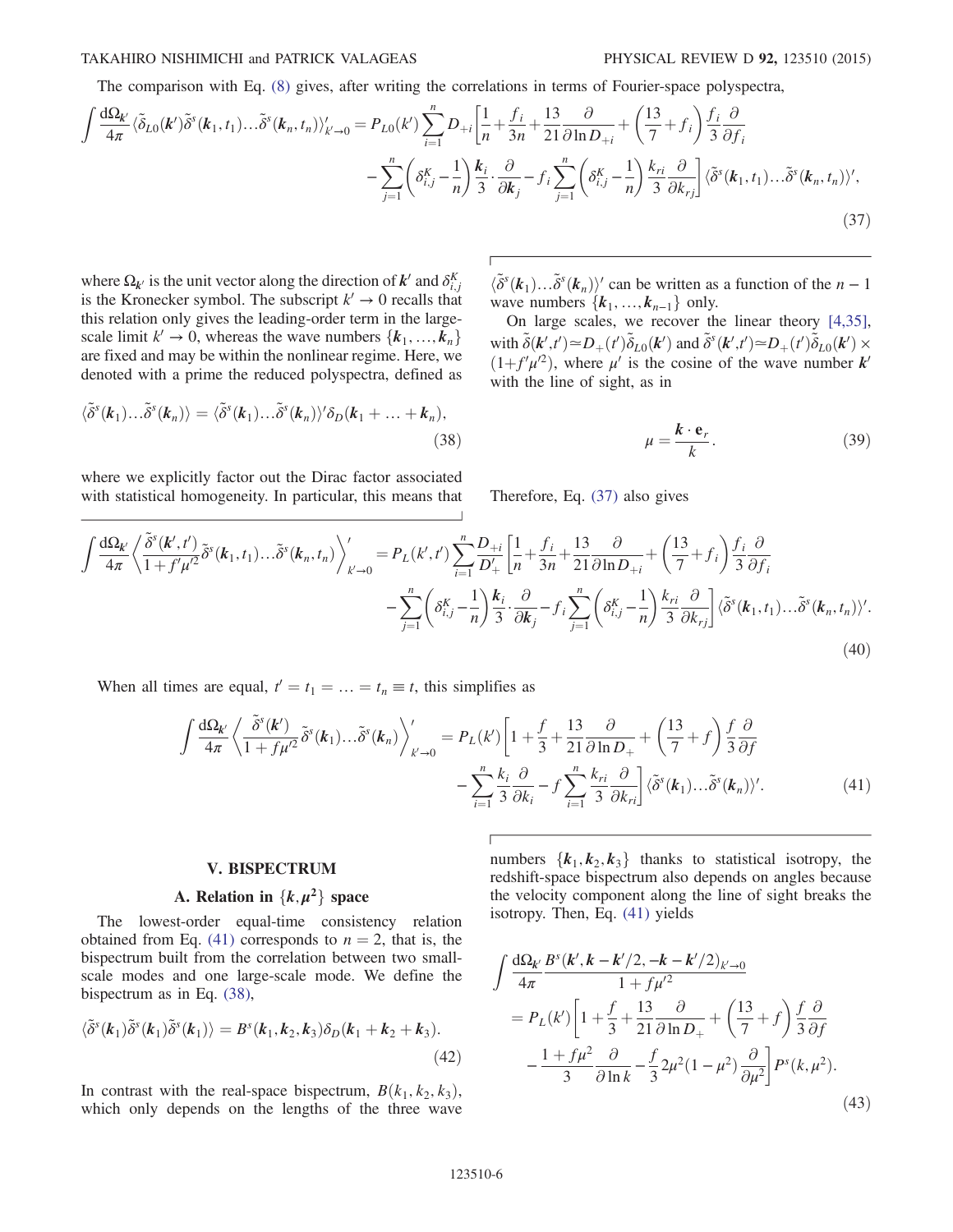The comparison with Eq. (8) gives, after writing the correlations in terms of Fourier-space polyspectra,

$$
\int \frac{\mathrm{d}\Omega_{\mathbf{k}'}}{4\pi} \langle \tilde{\delta}_{L0}(\mathbf{k}') \tilde{\delta}^s(\mathbf{k}_1, t_1) \ldots \tilde{\delta}^s(\mathbf{k}_n, t_n) \rangle'_{k' \to 0} = P_{L0}(k') \sum_{i=1}^{n} D_{+i} \left[ \frac{1}{n} + \frac{f_i}{3n} + \frac{13}{21} \frac{\partial}{\partial \ln D_{+i}} + \left( \frac{13}{7} + f_i \right) \frac{f_i}{3} \frac{\partial}{\partial f_i} \right.
$$
$$
\left. - \sum_{j=1}^{n} \left( \delta^K_{i,j} - \frac{1}{n} \right) \frac{\mathbf{k}_i}{3} \cdot \frac{\partial}{\partial \mathbf{k}_j} - f_i \sum_{j=1}^{n} \left( \delta^K_{i,j} - \frac{1}{n} \right) \frac{k_{ri}}{3} \frac{\partial}{\partial k_{rj}} \right] \langle \tilde{\delta}^s(\mathbf{k}_1, t_1) \ldots \tilde{\delta}^s(\mathbf{k}_n, t_n) \rangle', \tag{37}
$$

where $\Omega_{\mathbf{k}'}$ is the unit vector along the direction of $\mathbf{k}'$ and $\delta^K_{i,j}$ is the Kronecker symbol. The subscript $k' \to 0$ recalls that this relation only gives the leading-order term in the large-scale limit $k' \to 0$, whereas the wave numbers $\{\mathbf{k}_1, \ldots, \mathbf{k}_n\}$ are fixed and may be within the nonlinear regime. Here, we denoted with a prime the reduced polyspectra, defined as

$$
\langle \tilde{\delta}^s(\mathbf{k}_1) \ldots \tilde{\delta}^s(\mathbf{k}_n) \rangle = \langle \tilde{\delta}^s(\mathbf{k}_1) \ldots \tilde{\delta}^s(\mathbf{k}_n) \rangle' \delta_D(\mathbf{k}_1 + \ldots + \mathbf{k}_n), \tag{38}
$$

where we explicitly factor out the Dirac factor associated with statistical homogeneity. In particular, this means that $\langle \tilde{\delta}^s(\mathbf{k}_1) \ldots \tilde{\delta}^s(\mathbf{k}_n) \rangle'$ can be written as a function of the $n-1$ wave numbers $\{\mathbf{k}_1, \ldots, \mathbf{k}_{n-1}\}$ only.

On large scales, we recover the linear theory [4,35], with $\tilde{\delta}(\mathbf{k}', t') \simeq D_+(t') \tilde{\delta}_{L0}(\mathbf{k}')$ and $\tilde{\delta}^s(\mathbf{k}', t') \simeq D_+(t') \tilde{\delta}_{L0}(\mathbf{k}') \times (1 + f' \mu'^2)$, where $\mu'$ is the cosine of the wave number $\mathbf{k}'$ with the line of sight, as in

$$
\mu = \frac{\mathbf{k} \cdot \mathbf{e}_r}{k}. \tag{39}
$$

Therefore, Eq. (37) also gives

$$
\int \frac{\mathrm{d}\Omega_{\mathbf{k}'}}{4\pi} \left\langle \frac{\tilde{\delta}^s(\mathbf{k}', t')}{1 + f' \mu'^2} \tilde{\delta}^s(\mathbf{k}_1, t_1) \ldots \tilde{\delta}^s(\mathbf{k}_n, t_n) \right\rangle'_{k' \to 0} = P_L(k', t') \sum_{i=1}^{n} \frac{D_{+i}}{D'_+} \left[ \frac{1}{n} + \frac{f_i}{3n} + \frac{13}{21} \frac{\partial}{\partial \ln D_{+i}} + \left( \frac{13}{7} + f_i \right) \frac{f_i}{3} \frac{\partial}{\partial f_i} \right.
$$
$$
\left. - \sum_{j=1}^{n} \left( \delta^K_{i,j} - \frac{1}{n} \right) \frac{\mathbf{k}_i}{3} \cdot \frac{\partial}{\partial \mathbf{k}_j} - f_i \sum_{j=1}^{n} \left( \delta^K_{i,j} - \frac{1}{n} \right) \frac{k_{ri}}{3} \frac{\partial}{\partial k_{rj}} \right] \langle \tilde{\delta}^s(\mathbf{k}_1, t_1) \ldots \tilde{\delta}^s(\mathbf{k}_n, t_n) \rangle'. \tag{40}
$$

When all times are equal, $t' = t_1 = \ldots = t_n \equiv t$, this simplifies as

$$
\int \frac{\mathrm{d}\Omega_{\mathbf{k}'}}{4\pi} \left\langle \frac{\tilde{\delta}^s(\mathbf{k}')}{1 + f \mu'^2} \tilde{\delta}^s(\mathbf{k}_1) \ldots \tilde{\delta}^s(\mathbf{k}_n) \right\rangle'_{k' \to 0} = P_L(k') \left[ 1 + \frac{f}{3} + \frac{13}{21} \frac{\partial}{\partial \ln D_+} + \left( \frac{13}{7} + f \right) \frac{f}{3} \frac{\partial}{\partial f} \right.
$$
$$
\left. - \sum_{i=1}^{n} \frac{\mathbf{k}_i}{3} \frac{\partial}{\partial \mathbf{k}_i} - f \sum_{i=1}^{n} \frac{k_{ri}}{3} \frac{\partial}{\partial k_{ri}} \right] \langle \tilde{\delta}^s(\mathbf{k}_1) \ldots \tilde{\delta}^s(\mathbf{k}_n) \rangle'. \tag{41}
$$

## V. BISPECTRUM

### A. Relation in $\{k, \mu^2\}$ space

The lowest-order equal-time consistency relation obtained from Eq. (41) corresponds to $n = 2$, that is, the bispectrum built from the correlation between two small-scale modes and one large-scale mode. We define the bispectrum as in Eq. (38),

$$
\langle \tilde{\delta}^s(\mathbf{k}_1) \tilde{\delta}^s(\mathbf{k}_1) \tilde{\delta}^s(\mathbf{k}_1) \rangle = B^s(\mathbf{k}_1, \mathbf{k}_2, \mathbf{k}_3) \delta_D(\mathbf{k}_1 + \mathbf{k}_2 + \mathbf{k}_3). \tag{42}
$$

In contrast with the real-space bispectrum, $B(k_1, k_2, k_3)$, which only depends on the lengths of the three wave numbers $\{k_1, k_2, k_3\}$ thanks to statistical isotropy, the redshift-space bispectrum also depends on angles because the velocity component along the line of sight breaks the isotropy. Then, Eq. (41) yields

$$
\int \frac{\mathrm{d}\Omega_{\mathbf{k}'}}{4\pi} \frac{B^s(\mathbf{k}', \mathbf{k} - \mathbf{k}'/2, -\mathbf{k} - \mathbf{k}'/2)_{k' \to 0}}{1 + f \mu'^2}
$$
$$
= P_L(k') \left[ 1 + \frac{f}{3} + \frac{13}{21} \frac{\partial}{\partial \ln D_+} + \left( \frac{13}{7} + f \right) \frac{f}{3} \frac{\partial}{\partial f} \right.
$$
$$
\left. - \frac{1 + f\mu^2}{3} \frac{\partial}{\partial \ln k} - \frac{f}{3} 2\mu^2 (1 - \mu^2) \frac{\partial}{\partial \mu^2} \right] P^s(k, \mu^2). \tag{43}
$$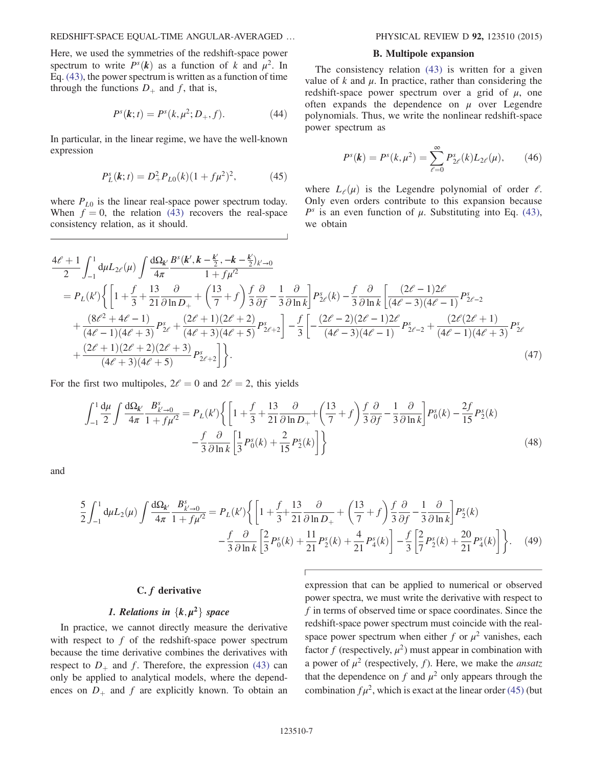Here, we used the symmetries of the redshift-space power spectrum to write $P^s(\boldsymbol{k})$ as a function of $k$ and $\mu^2$. In Eq. (43), the power spectrum is written as a function of time through the functions $D_+$ and $f$, that is,

$$P^s(\boldsymbol{k};t) = P^s(k,\mu^2;D_+,f). \tag{44}$$

In particular, in the linear regime, we have the well-known expression

$$P^s_L(\boldsymbol{k};t) = D_+^2 P_{L0}(k)(1+f\mu^2)^2, \tag{45}$$

where $P_{L0}$ is the linear real-space power spectrum today. When $f=0$, the relation (43) recovers the real-space consistency relation, as it should.

## B. Multipole expansion

The consistency relation (43) is written for a given value of $k$ and $\mu$. In practice, rather than considering the redshift-space power spectrum over a grid of $\mu$, one often expands the dependence on $\mu$ over Legendre polynomials. Thus, we write the nonlinear redshift-space power spectrum as

$$P^s(\boldsymbol{k}) = P^s(k,\mu^2) = \sum_{\ell=0}^{\infty} P^s_{2\ell}(k) L_{2\ell}(\mu), \tag{46}$$

where $L_\ell(\mu)$ is the Legendre polynomial of order $\ell$. Only even orders contribute to this expansion because $P^s$ is an even function of $\mu$. Substituting into Eq. (43), we obtain

$$\begin{aligned}
&\frac{4\ell+1}{2}\int_{-1}^{1}\mathrm{d}\mu L_{2\ell}(\mu)\int\frac{\mathrm{d}\Omega_{\boldsymbol{k}'}}{4\pi}\frac{B^s(\boldsymbol{k}',\boldsymbol{k}-\frac{\boldsymbol{k}'}{2},-\boldsymbol{k}-\frac{\boldsymbol{k}'}{2})_{k'\to 0}}{1+f\mu'^2} \\
&= P_L(k')\Bigg\{\left[1+\frac{f}{3}+\frac{13}{21}\frac{\partial}{\partial\ln D_+}+\left(\frac{13}{7}+f\right)\frac{f}{3}\frac{\partial}{\partial f}-\frac{1}{3}\frac{\partial}{\partial\ln k}\right]P^s_{2\ell}(k)-\frac{f}{3}\frac{\partial}{\partial\ln k}\left[\frac{(2\ell-1)2\ell}{(4\ell-3)(4\ell-1)}P^s_{2\ell-2}\right. \\
&\quad\left.+\frac{(8\ell^2+4\ell-1)}{(4\ell-1)(4\ell+3)}P^s_{2\ell}+\frac{(2\ell+1)(2\ell+2)}{(4\ell+3)(4\ell+5)}P^s_{2\ell+2}\right]-\frac{f}{3}\left[-\frac{(2\ell-2)(2\ell-1)2\ell}{(4\ell-3)(4\ell-1)}P^s_{2\ell-2}+\frac{(2\ell(2\ell+1)}{(4\ell-1)(4\ell+3)}P^s_{2\ell}\right. \\
&\quad\left.\left.+\frac{(2\ell+1)(2\ell+2)(2\ell+3)}{(4\ell+3)(4\ell+5)}P^s_{2\ell+2}\right]\right\}.
\end{aligned} \tag{47}$$

For the first two multipoles, $2\ell=0$ and $2\ell=2$, this yields

$$\begin{aligned}
\int_{-1}^{1}\frac{\mathrm{d}\mu}{2}\int\frac{\mathrm{d}\Omega_{\boldsymbol{k}'}}{4\pi}\frac{B^s_{k'\to 0}}{1+f\mu'^2} &= P_L(k')\Bigg\{\left[1+\frac{f}{3}+\frac{13}{21}\frac{\partial}{\partial\ln D_+}+\left(\frac{13}{7}+f\right)\frac{f}{3}\frac{\partial}{\partial f}-\frac{1}{3}\frac{\partial}{\partial\ln k}\right]P^s_0(k)-\frac{2f}{15}P^s_2(k) \\
&\quad-\frac{f}{3}\frac{\partial}{\partial\ln k}\left[\frac{1}{3}P^s_0(k)+\frac{2}{15}P^s_2(k)\right]\Bigg\}
\end{aligned} \tag{48}$$

and

$$\begin{aligned}
\frac{5}{2}\int_{-1}^{1}\mathrm{d}\mu L_2(\mu)\int\frac{\mathrm{d}\Omega_{\boldsymbol{k}'}}{4\pi}\frac{B^s_{k'\to 0}}{1+f\mu'^2} &= P_L(k')\Bigg\{\left[1+\frac{f}{3}+\frac{13}{21}\frac{\partial}{\partial\ln D_+}+\left(\frac{13}{7}+f\right)\frac{f}{3}\frac{\partial}{\partial f}-\frac{1}{3}\frac{\partial}{\partial\ln k}\right]P^s_2(k) \\
&\quad-\frac{f}{3}\frac{\partial}{\partial\ln k}\left[\frac{2}{3}P^s_0(k)+\frac{11}{21}P^s_2(k)+\frac{4}{21}P^s_4(k)\right]-\frac{f}{3}\left[\frac{2}{7}P^s_2(k)+\frac{20}{21}P^s_4(k)\right]\Bigg\}.
\end{aligned} \tag{49}$$

## C. $f$ derivative

### 1. Relations in $\{\boldsymbol{k},\mu^2\}$ space

In practice, we cannot directly measure the derivative with respect to $f$ of the redshift-space power spectrum because the time derivative combines the derivatives with respect to $D_+$ and $f$. Therefore, the expression (43) can only be applied to analytical models, where the dependences on $D_+$ and $f$ are explicitly known. To obtain an expression that can be applied to numerical or observed power spectra, we must write the derivative with respect to $f$ in terms of observed time or space coordinates. Since the redshift-space power spectrum must coincide with the real-space power spectrum when either $f$ or $\mu^2$ vanishes, each factor $f$ (respectively, $\mu^2$) must appear in combination with a power of $\mu^2$ (respectively, $f$). Here, we make the *ansatz* that the dependence on $f$ and $\mu^2$ only appears through the combination $f\mu^2$, which is exact at the linear order (45) (but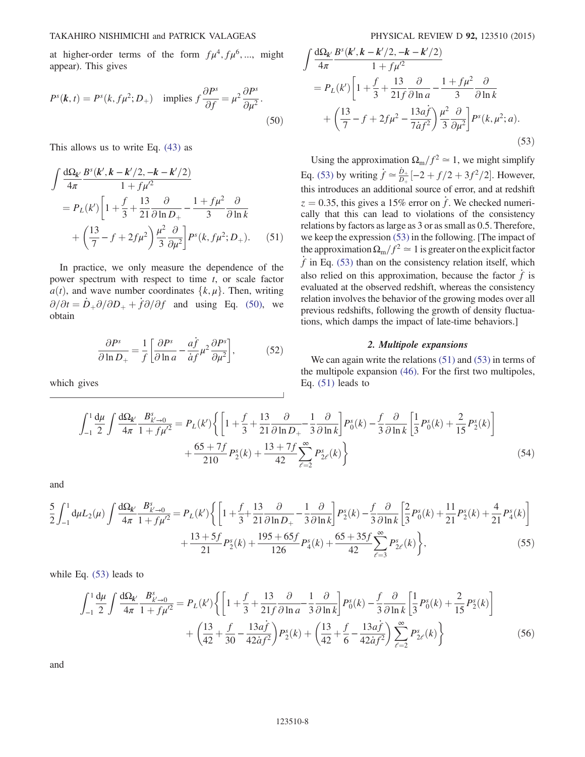at higher-order terms of the form $f\mu^4, f\mu^6, \ldots$, might appear). This gives

$$
P^s(\mathbf{k}, t) = P^s(k, f\mu^2; D_+) \quad \text{implies } f\frac{\partial P^s}{\partial f} = \mu^2 \frac{\partial P^s}{\partial \mu^2}. \tag{50}
$$

This allows us to write Eq. (43) as

$$
\int \frac{d\Omega_{k'}}{4\pi} \frac{B^s(\mathbf{k}', \mathbf{k} - \mathbf{k}'/2, -\mathbf{k} - \mathbf{k}'/2)}{1 + f\mu'^2} = P_L(k') \left[ 1 + \frac{f}{3} + \frac{13}{21} \frac{\partial}{\partial \ln D_+} - \frac{1 + f\mu^2}{3} \frac{\partial}{\partial \ln k} + \left( \frac{13}{7} - f + 2f\mu^2 \right) \frac{\mu^2}{3} \frac{\partial}{\partial \mu^2} \right] P^s(k, f\mu^2; D_+). \tag{51}
$$

In practice, we only measure the dependence of the power spectrum with respect to time $t$, or scale factor $a(t)$, and wave number coordinates $\{k, \mu\}$. Then, writing $\partial/\partial t = \dot{D}_+ \partial/\partial D_+ + \dot{f} \partial/\partial f$ and using Eq. (50), we obtain

$$
\frac{\partial P^s}{\partial \ln D_+} = \frac{1}{f} \left[ \frac{\partial P^s}{\partial \ln a} - \frac{a\dot{f}}{\dot{a}f} \mu^2 \frac{\partial P^s}{\partial \mu^2} \right], \tag{52}
$$

which gives

$$
\int \frac{d\Omega_{k'}}{4\pi} \frac{B^s(\mathbf{k}', \mathbf{k} - \mathbf{k}'/2, -\mathbf{k} - \mathbf{k}'/2)}{1 + f\mu'^2} = P_L(k') \left[ 1 + \frac{f}{3} + \frac{13}{21f} \frac{\partial}{\partial \ln a} - \frac{1 + f\mu^2}{3} \frac{\partial}{\partial \ln k} + \left( \frac{13}{7} - f + 2f\mu^2 - \frac{13a\dot{f}}{7\dot{a}f^2} \right) \frac{\mu^2}{3} \frac{\partial}{\partial \mu^2} \right] P^s(k, \mu^2; a). \tag{53}
$$

Using the approximation $\Omega_m/f^2 \simeq 1$, we might simplify Eq. (53) by writing $\dot{f} \simeq \frac{\dot{D}_+}{D_+}[-2 + f/2 + 3f^2/2]$. However, this introduces an additional source of error, and at redshift $z = 0.35$, this gives a 15% error on $\dot{f}$. We checked numerically that this can lead to violations of the consistency relations by factors as large as 3 or as small as 0.5. Therefore, we keep the expression (53) in the following. [The impact of the approximation $\Omega_m/f^2 \simeq 1$ is greater on the explicit factor $\dot{f}$ in Eq. (53) than on the consistency relation itself, which also relied on this approximation, because the factor $\dot{f}$ is evaluated at the observed redshift, whereas the consistency relation involves the behavior of the growing modes over all previous redshifts, following the growth of density fluctuations, which damps the impact of late-time behaviors.]

### 2. Multipole expansions

We can again write the relations (51) and (53) in terms of the multipole expansion (46). For the first two multipoles, Eq. (51) leads to

$$
\int_{-1}^{1} \frac{d\mu}{2} \int \frac{d\Omega_{k'}}{4\pi} \frac{B^s_{k' \to 0}}{1 + f\mu'^2} = P_L(k') \Bigg\{ \left[ 1 + \frac{f}{3} + \frac{13}{21} \frac{\partial}{\partial \ln D_+} - \frac{1}{3} \frac{\partial}{\partial \ln k} \right] P^s_0(k) - \frac{f}{3} \frac{\partial}{\partial \ln k} \left[ \frac{1}{3} P^s_0(k) + \frac{2}{15} P^s_2(k) \right] + \frac{65 + 7f}{210} P^s_2(k) + \frac{13 + 7f}{42} \sum_{\ell=2}^{\infty} P^s_{2\ell}(k) \Bigg\} \tag{54}
$$

and

$$
\frac{5}{2} \int_{-1}^{1} d\mu L_2(\mu) \int \frac{d\Omega_{k'}}{4\pi} \frac{B^s_{k' \to 0}}{1 + f\mu'^2} = P_L(k') \Bigg\{ \left[ 1 + \frac{f}{3} + \frac{13}{21} \frac{\partial}{\partial \ln D_+} - \frac{1}{3} \frac{\partial}{\partial \ln k} \right] P^s_2(k) - \frac{f}{3} \frac{\partial}{\partial \ln k} \left[ \frac{2}{3} P^s_0(k) + \frac{11}{21} P^s_2(k) + \frac{4}{21} P^s_4(k) \right] + \frac{13 + 5f}{21} P^s_2(k) + \frac{195 + 65f}{126} P^s_4(k) + \frac{65 + 35f}{42} \sum_{\ell=3}^{\infty} P^s_{2\ell}(k) \Bigg\}, \tag{55}
$$

while Eq. (53) leads to

$$
\int_{-1}^{1} \frac{d\mu}{2} \int \frac{d\Omega_{k'}}{4\pi} \frac{B^s_{k' \to 0}}{1 + f\mu'^2} = P_L(k') \Bigg\{ \left[ 1 + \frac{f}{3} + \frac{13}{21f} \frac{\partial}{\partial \ln a} - \frac{1}{3} \frac{\partial}{\partial \ln k} \right] P^s_0(k) - \frac{f}{3} \frac{\partial}{\partial \ln k} \left[ \frac{1}{3} P^s_0(k) + \frac{2}{15} P^s_2(k) \right] + \left( \frac{13}{42} + \frac{f}{30} - \frac{13a\dot{f}}{42\dot{a}f^2} \right) P^s_2(k) + \left( \frac{13}{42} + \frac{f}{6} - \frac{13a\dot{f}}{42\dot{a}f^2} \right) \sum_{\ell=2}^{\infty} P^s_{2\ell}(k) \Bigg\} \tag{56}
$$

and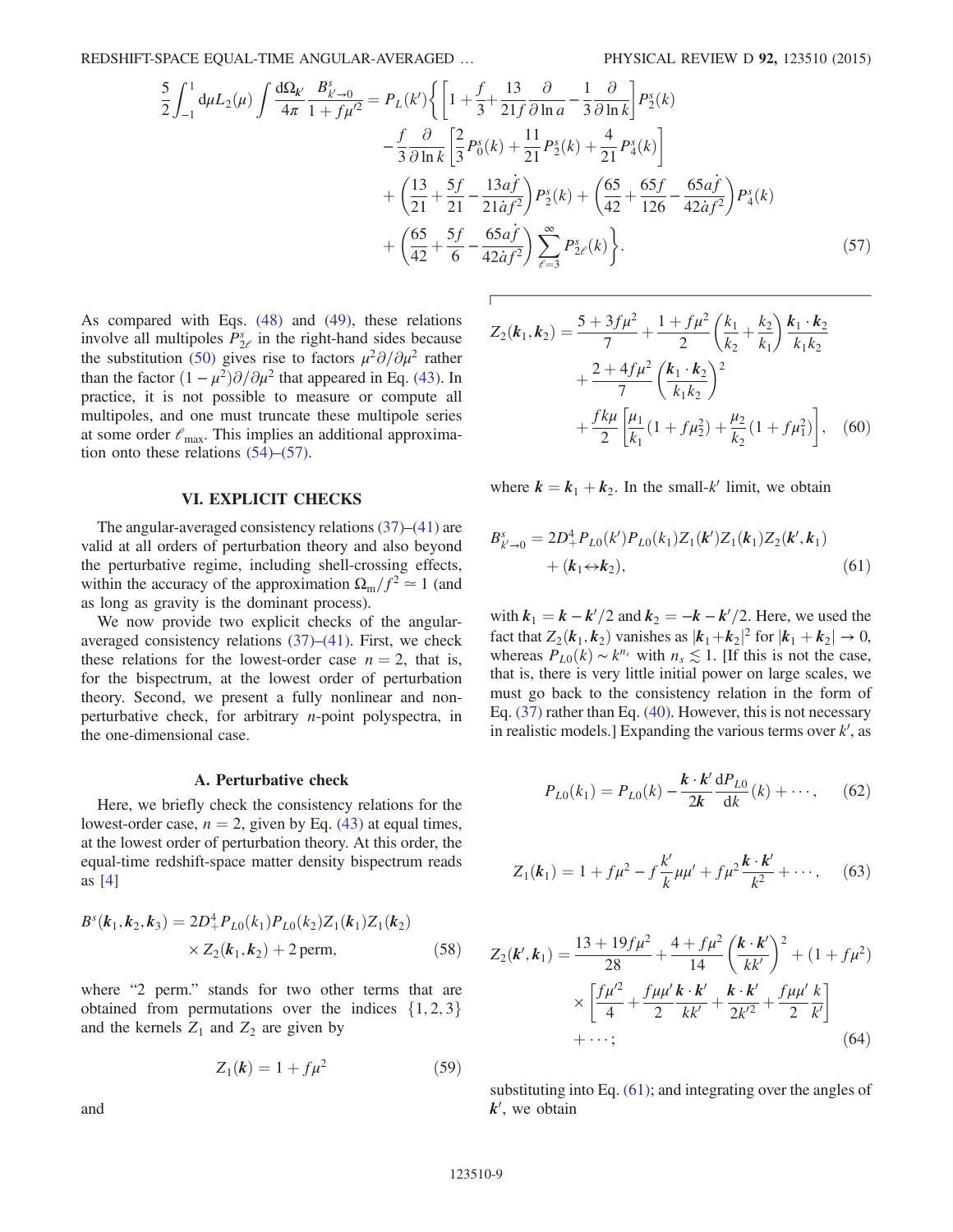$$\frac{5}{2}\int_{-1}^{1} \mathrm{d}\mu L_2(\mu) \int \frac{\mathrm{d}\Omega_{\mathbf{k}'}}{4\pi} \frac{B^s_{k'\to 0}}{1+f\mu'^2} = P_L(k') \Bigg\{ \left[1+\frac{f}{3}+\frac{13}{21f}\frac{\partial}{\partial \ln a} - \frac{1}{3}\frac{\partial}{\partial \ln k}\right] P_2^s(k)$$
$$- \frac{f}{3}\frac{\partial}{\partial \ln k}\left[\frac{2}{3}P_0^s(k) + \frac{11}{21}P_2^s(k) + \frac{4}{21}P_4^s(k)\right]$$
$$+ \left(\frac{13}{21}+\frac{5f}{21}-\frac{13a\dot{f}}{21\dot{a}f^2}\right)P_2^s(k) + \left(\frac{65}{42}+\frac{65f}{126}-\frac{65a\dot{f}}{42\dot{a}f^2}\right)P_4^s(k)$$
$$+ \left(\frac{65}{42}+\frac{5f}{6}-\frac{65a\dot{f}}{42\dot{a}f^2}\right)\sum_{\ell=3}^{\infty} P_{2\ell}^s(k)\Bigg\}. \tag{57}$$

As compared with Eqs. (48) and (49), these relations involve all multipoles $P_{2\ell}^s$ in the right-hand sides because the substitution (50) gives rise to factors $\mu^2\partial/\partial\mu^2$ rather than the factor $(1-\mu^2)\partial/\partial\mu^2$ that appeared in Eq. (43). In practice, it is not possible to measure or compute all multipoles, and one must truncate these multipole series at some order $\ell_{\max}$. This implies an additional approximation onto these relations (54)–(57).

## VI. EXPLICIT CHECKS

The angular-averaged consistency relations (37)–(41) are valid at all orders of perturbation theory and also beyond the perturbative regime, including shell-crossing effects, within the accuracy of the approximation $\Omega_{\rm m}/f^2 \simeq 1$ (and as long as gravity is the dominant process).

We now provide two explicit checks of the angular-averaged consistency relations (37)–(41). First, we check these relations for the lowest-order case $n=2$, that is, for the bispectrum, at the lowest order of perturbation theory. Second, we present a fully nonlinear and nonperturbative check, for arbitrary $n$-point polyspectra, in the one-dimensional case.

### A. Perturbative check

Here, we briefly check the consistency relations for the lowest-order case, $n=2$, given by Eq. (43) at equal times, at the lowest order of perturbation theory. At this order, the equal-time redshift-space matter density bispectrum reads as [4]

$$B^s(\mathbf{k}_1,\mathbf{k}_2,\mathbf{k}_3) = 2D_+^4 P_{L0}(k_1)P_{L0}(k_2)Z_1(\mathbf{k}_1)Z_1(\mathbf{k}_2) \times Z_2(\mathbf{k}_1,\mathbf{k}_2) + 2\,\text{perm}, \tag{58}$$

where "2 perm." stands for two other terms that are obtained from permutations over the indices $\{1,2,3\}$ and the kernels $Z_1$ and $Z_2$ are given by

$$Z_1(\mathbf{k}) = 1+f\mu^2 \tag{59}$$

and

$$Z_2(\mathbf{k}_1,\mathbf{k}_2) = \frac{5+3f\mu^2}{7} + \frac{1+f\mu^2}{2}\left(\frac{k_1}{k_2}+\frac{k_2}{k_1}\right)\frac{\mathbf{k}_1\cdot\mathbf{k}_2}{k_1k_2} + \frac{2+4f\mu^2}{7}\left(\frac{\mathbf{k}_1\cdot\mathbf{k}_2}{k_1k_2}\right)^2 + \frac{fk\mu}{2}\left[\frac{\mu_1}{k_1}(1+f\mu_2^2) + \frac{\mu_2}{k_2}(1+f\mu_1^2)\right], \tag{60}$$

where $\mathbf{k}=\mathbf{k}_1+\mathbf{k}_2$. In the small-$k'$ limit, we obtain

$$B^s_{k'\to 0} = 2D_+^4 P_{L0}(k')P_{L0}(k_1)Z_1(\mathbf{k}')Z_1(\mathbf{k}_1)Z_2(\mathbf{k}',\mathbf{k}_1) + (\mathbf{k}_1\leftrightarrow\mathbf{k}_2), \tag{61}$$

with $\mathbf{k}_1 = \mathbf{k}-\mathbf{k}'/2$ and $\mathbf{k}_2 = -\mathbf{k}-\mathbf{k}'/2$. Here, we used the fact that $Z_2(\mathbf{k}_1,\mathbf{k}_2)$ vanishes as $|\mathbf{k}_1+\mathbf{k}_2|^2$ for $|\mathbf{k}_1+\mathbf{k}_2|\to 0$, whereas $P_{L0}(k)\sim k^{n_s}$ with $n_s \lesssim 1$. [If this is not the case, that is, there is very little initial power on large scales, we must go back to the consistency relation in the form of Eq. (37) rather than Eq. (40). However, this is not necessary in realistic models.] Expanding the various terms over $k'$, as

$$P_{L0}(k_1) = P_{L0}(k) - \frac{\mathbf{k}\cdot\mathbf{k}'}{2k}\frac{\mathrm{d}P_{L0}}{\mathrm{d}k}(k) + \cdots, \tag{62}$$

$$Z_1(\mathbf{k}_1) = 1+f\mu^2 - f\frac{k'}{k}\mu\mu' + f\mu^2\frac{\mathbf{k}\cdot\mathbf{k}'}{k^2} + \cdots, \tag{63}$$

$$Z_2(\mathbf{k}',\mathbf{k}_1) = \frac{13+19f\mu^2}{28} + \frac{4+f\mu^2}{14}\left(\frac{\mathbf{k}\cdot\mathbf{k}'}{kk'}\right)^2 + (1+f\mu^2) \times \left[\frac{f\mu'^2}{4} + \frac{f\mu\mu'}{2}\frac{\mathbf{k}\cdot\mathbf{k}'}{kk'} + \frac{\mathbf{k}\cdot\mathbf{k}'}{2k'^2} + \frac{f\mu\mu'}{2}\frac{k}{k'}\right] + \cdots; \tag{64}$$

substituting into Eq. (61); and integrating over the angles of $\mathbf{k}'$, we obtain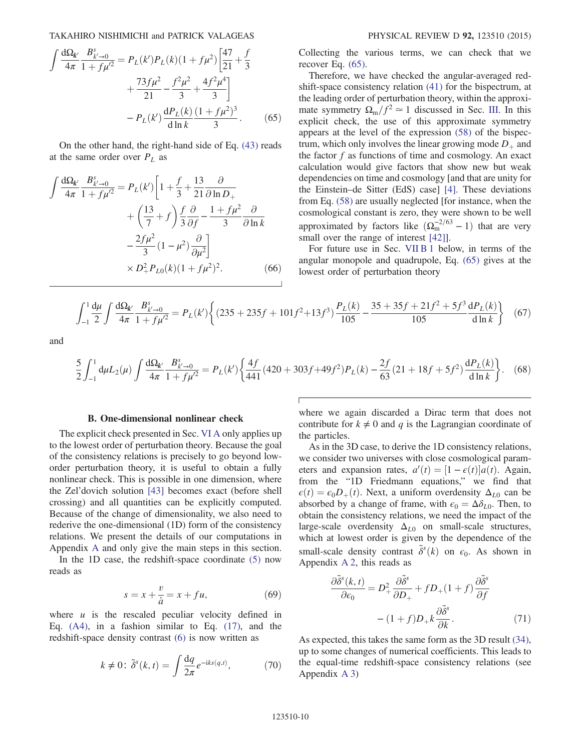$$
\int \frac{d\Omega_{k'}}{4\pi} \frac{B^s_{k'\to 0}}{1+f\mu'^2} = P_L(k')P_L(k)(1+f\mu^2)\left[\frac{47}{21}+\frac{f}{3} + \frac{73 f\mu^2}{21} - \frac{f^2\mu^2}{3} + \frac{4f^2\mu^4}{3}\right] - P_L(k')\frac{dP_L(k)}{d\ln k}\frac{(1+f\mu^2)^3}{3}. \quad (65)
$$

On the other hand, the right-hand side of Eq. (43) reads at the same order over $P_L$ as

$$
\int \frac{d\Omega_{k'}}{4\pi} \frac{B^s_{k'\to 0}}{1+f\mu'^2} = P_L(k')\left[1+\frac{f}{3}+\frac{13}{21}\frac{\partial}{\partial \ln D_+} + \left(\frac{13}{7}+f\right)\frac{f}{3}\frac{\partial}{\partial f} - \frac{1+f\mu^2}{3}\frac{\partial}{\partial \ln k} - \frac{2f\mu^2}{3}(1-\mu^2)\frac{\partial}{\partial \mu^2}\right] \times D_+^2 P_{L0}(k)(1+f\mu^2)^2. \quad (66)
$$

Collecting the various terms, we can check that we recover Eq. (65).

Therefore, we have checked the angular-averaged redshift-space consistency relation (41) for the bispectrum, at the leading order of perturbation theory, within the approximate symmetry $\Omega_m/f^2 \simeq 1$ discussed in Sec. III. In this explicit check, the use of this approximate symmetry appears at the level of the expression (58) of the bispectrum, which only involves the linear growing mode $D_+$ and the factor $f$ as functions of time and cosmology. An exact calculation would give factors that show new but weak dependencies on time and cosmology [and that are unity for the Einstein–de Sitter (EdS) case] [4]. These deviations from Eq. (58) are usually neglected [for instance, when the cosmological constant is zero, they were shown to be well approximated by factors like $(\Omega_m^{-2/63}-1)$ that are very small over the range of interest [42]].

For future use in Sec. VII B 1 below, in terms of the angular monopole and quadrupole, Eq. (65) gives at the lowest order of perturbation theory

$$
\int_{-1}^{1}\frac{d\mu}{2}\int \frac{d\Omega_{k'}}{4\pi} \frac{B^s_{k'\to 0}}{1+f\mu'^2} = P_L(k')\left\{(235+235f+101f^2+13f^3)\frac{P_L(k)}{105} - \frac{35+35f+21f^2+5f^3}{105}\frac{dP_L(k)}{d\ln k}\right\} \quad (67)
$$

and

$$
\frac{5}{2}\int_{-1}^{1} d\mu L_2(\mu)\int \frac{d\Omega_{k'}}{4\pi} \frac{B^s_{k'\to 0}}{1+f\mu'^2} = P_L(k')\left\{\frac{4f}{441}(420+303f+49f^2)P_L(k) - \frac{2f}{63}(21+18f+5f^2)\frac{dP_L(k)}{d\ln k}\right\}. \quad (68)
$$

### B. One-dimensional nonlinear check

The explicit check presented in Sec. VI A only applies up to the lowest order of perturbation theory. Because the goal of the consistency relations is precisely to go beyond low-order perturbation theory, it is useful to obtain a fully nonlinear check. This is possible in one dimension, where the Zel'dovich solution [43] becomes exact (before shell crossing) and all quantities can be explicitly computed. Because of the change of dimensionality, we also need to rederive the one-dimensional (1D) form of the consistency relations. We present the details of our computations in Appendix A and only give the main steps in this section.

In the 1D case, the redshift-space coordinate (5) now reads as

$$
s = x + \frac{v}{\dot{a}} = x + fu, \quad (69)
$$

where $u$ is the rescaled peculiar velocity defined in Eq. (A4), in a fashion similar to Eq. (17), and the redshift-space density contrast (6) is now written as

$$
k \neq 0: \; \tilde{\delta}^s(k,t) = \int \frac{dq}{2\pi} e^{-iks(q,t)}, \quad (70)
$$

where we again discarded a Dirac term that does not contribute for $k \neq 0$ and $q$ is the Lagrangian coordinate of the particles.

As in the 3D case, to derive the 1D consistency relations, we consider two universes with close cosmological parameters and expansion rates, $a'(t) = [1-\epsilon(t)]a(t)$. Again, from the "1D Friedmann equations," we find that $\epsilon(t) = \epsilon_0 D_+(t)$. Next, a uniform overdensity $\Delta_{L0}$ can be absorbed by a change of frame, with $\epsilon_0 = \Delta\delta_{L0}$. Then, to obtain the consistency relations, we need the impact of the large-scale overdensity $\Delta_{L0}$ on small-scale structures, which at lowest order is given by the dependence of the small-scale density contrast $\tilde{\delta}^s(k)$ on $\epsilon_0$. As shown in Appendix A 2, this reads as

$$
\frac{\partial \tilde{\delta}^s(k,t)}{\partial \epsilon_0} = D_+^2 \frac{\partial \tilde{\delta}^s}{\partial D_+} + fD_+(1+f)\frac{\partial \tilde{\delta}^s}{\partial f} - (1+f)D_+ k\frac{\partial \tilde{\delta}^s}{\partial k}. \quad (71)
$$

As expected, this takes the same form as the 3D result (34), up to some changes of numerical coefficients. This leads to the equal-time redshift-space consistency relations (see Appendix A 3)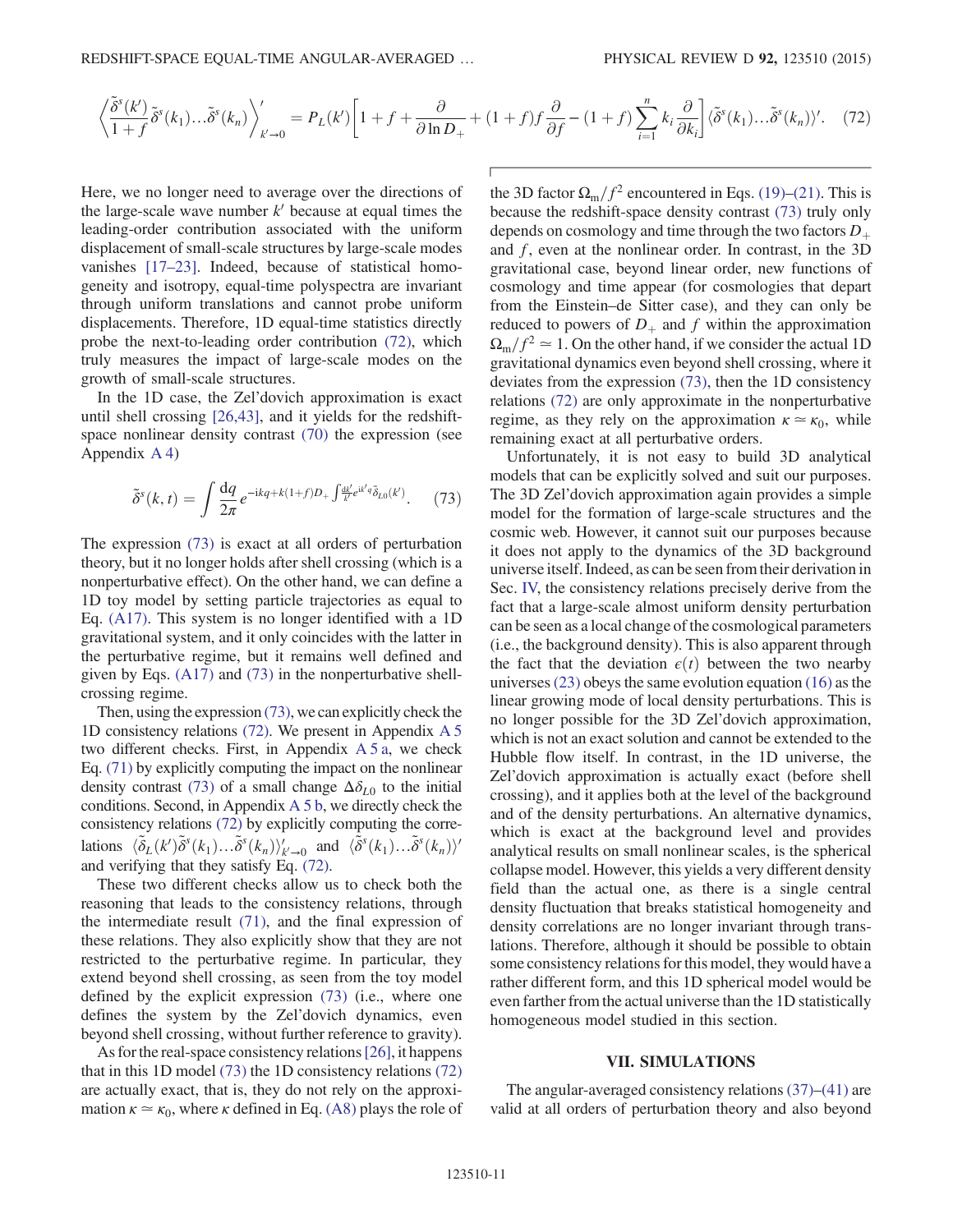$$\left\langle \frac{\tilde{\delta}^s(k')}{1+f} \tilde{\delta}^s(k_1)...\tilde{\delta}^s(k_n) \right\rangle'_{k'\to 0} = P_L(k') \left[ 1 + f + \frac{\partial}{\partial \ln D_+} + (1+f) f \frac{\partial}{\partial f} - (1+f) \sum_{i=1}^{n} k_i \frac{\partial}{\partial k_i} \right] \langle \tilde{\delta}^s(k_1)...\tilde{\delta}^s(k_n) \rangle'. \quad (72)$$

Here, we no longer need to average over the directions of the large-scale wave number $k'$ because at equal times the leading-order contribution associated with the uniform displacement of small-scale structures by large-scale modes vanishes [17–23]. Indeed, because of statistical homogeneity and isotropy, equal-time polyspectra are invariant through uniform translations and cannot probe uniform displacements. Therefore, 1D equal-time statistics directly probe the next-to-leading order contribution (72), which truly measures the impact of large-scale modes on the growth of small-scale structures.

In the 1D case, the Zel'dovich approximation is exact until shell crossing [26,43], and it yields for the redshift-space nonlinear density contrast (70) the expression (see Appendix A 4)

$$\tilde{\delta}^s(k,t) = \int \frac{dq}{2\pi} e^{-ikq + k(1+f)D_+ \int \frac{dk'}{k'} e^{ik'q} \tilde{\delta}_{L0}(k')}. \quad (73)$$

The expression (73) is exact at all orders of perturbation theory, but it no longer holds after shell crossing (which is a nonperturbative effect). On the other hand, we can define a 1D toy model by setting particle trajectories as equal to Eq. (A17). This system is no longer identified with a 1D gravitational system, and it only coincides with the latter in the perturbative regime, but it remains well defined and given by Eqs. (A17) and (73) in the nonperturbative shell-crossing regime.

Then, using the expression (73), we can explicitly check the 1D consistency relations (72). We present in Appendix A 5 two different checks. First, in Appendix A 5 a, we check Eq. (71) by explicitly computing the impact on the nonlinear density contrast (73) of a small change $\Delta\delta_{L0}$ to the initial conditions. Second, in Appendix A 5 b, we directly check the consistency relations (72) by explicitly computing the correlations $\langle \tilde{\delta}_L(k')\tilde{\delta}^s(k_1)...\tilde{\delta}^s(k_n)\rangle'_{k'\to 0}$ and $\langle \tilde{\delta}^s(k_1)...\tilde{\delta}^s(k_n)\rangle'$ and verifying that they satisfy Eq. (72).

These two different checks allow us to check both the reasoning that leads to the consistency relations, through the intermediate result (71), and the final expression of these relations. They also explicitly show that they are not restricted to the perturbative regime. In particular, they extend beyond shell crossing, as seen from the toy model defined by the explicit expression (73) (i.e., where one defines the system by the Zel'dovich dynamics, even beyond shell crossing, without further reference to gravity).

As for the real-space consistency relations [26], it happens that in this 1D model (73) the 1D consistency relations (72) are actually exact, that is, they do not rely on the approximation $\kappa \simeq \kappa_0$, where $\kappa$ defined in Eq. (A8) plays the role of the 3D factor $\Omega_m/f^2$ encountered in Eqs. (19)–(21). This is because the redshift-space density contrast (73) truly only depends on cosmology and time through the two factors $D_+$ and $f$, even at the nonlinear order. In contrast, in the 3D gravitational case, beyond linear order, new functions of cosmology and time appear (for cosmologies that depart from the Einstein–de Sitter case), and they can only be reduced to powers of $D_+$ and $f$ within the approximation $\Omega_m/f^2 \simeq 1$. On the other hand, if we consider the actual 1D gravitational dynamics even beyond shell crossing, where it deviates from the expression (73), then the 1D consistency relations (72) are only approximate in the nonperturbative regime, as they rely on the approximation $\kappa \simeq \kappa_0$, while remaining exact at all perturbative orders.

Unfortunately, it is not easy to build 3D analytical models that can be explicitly solved and suit our purposes. The 3D Zel'dovich approximation again provides a simple model for the formation of large-scale structures and the cosmic web. However, it cannot suit our purposes because it does not apply to the dynamics of the 3D background universe itself. Indeed, as can be seen from their derivation in Sec. IV, the consistency relations precisely derive from the fact that a large-scale almost uniform density perturbation can be seen as a local change of the cosmological parameters (i.e., the background density). This is also apparent through the fact that the deviation $\epsilon(t)$ between the two nearby universes (23) obeys the same evolution equation (16) as the linear growing mode of local density perturbations. This is no longer possible for the 3D Zel'dovich approximation, which is not an exact solution and cannot be extended to the Hubble flow itself. In contrast, in the 1D universe, the Zel'dovich approximation is actually exact (before shell crossing), and it applies both at the level of the background and of the density perturbations. An alternative dynamics, which is exact at the background level and provides analytical results on small nonlinear scales, is the spherical collapse model. However, this yields a very different density field than the actual one, as there is a single central density fluctuation that breaks statistical homogeneity and density correlations are no longer invariant through translations. Therefore, although it should be possible to obtain some consistency relations for this model, they would have a rather different form, and this 1D spherical model would be even farther from the actual universe than the 1D statistically homogeneous model studied in this section.

## VII. SIMULATIONS

The angular-averaged consistency relations (37)–(41) are valid at all orders of perturbation theory and also beyond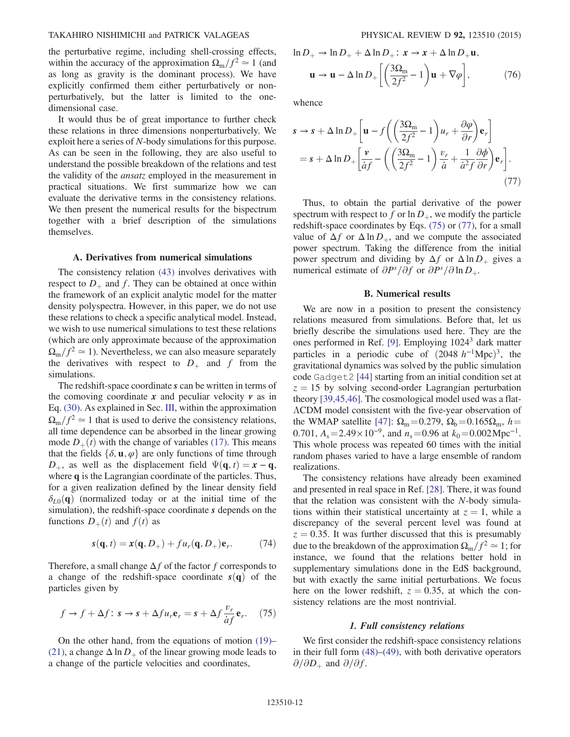the perturbative regime, including shell-crossing effects, within the accuracy of the approximation $\Omega_\mathrm{m}/f^2 \simeq 1$ (and as long as gravity is the dominant process). We have explicitly confirmed them either perturbatively or nonperturbatively, but the latter is limited to the one-dimensional case.

It would thus be of great importance to further check these relations in three dimensions nonperturbatively. We exploit here a series of $N$-body simulations for this purpose. As can be seen in the following, they are also useful to understand the possible breakdown of the relations and test the validity of the *ansatz* employed in the measurement in practical situations. We first summarize how we can evaluate the derivative terms in the consistency relations. We then present the numerical results for the bispectrum together with a brief description of the simulations themselves.

### A. Derivatives from numerical simulations

The consistency relation (43) involves derivatives with respect to $D_+$ and $f$. They can be obtained at once within the framework of an explicit analytic model for the matter density polyspectra. However, in this paper, we do not use these relations to check a specific analytical model. Instead, we wish to use numerical simulations to test these relations (which are only approximate because of the approximation $\Omega_\mathrm{m}/f^2 \simeq 1$). Nevertheless, we can also measure separately the derivatives with respect to $D_+$ and $f$ from the simulations.

The redshift-space coordinate $\boldsymbol{s}$ can be written in terms of the comoving coordinate $\boldsymbol{x}$ and peculiar velocity $\boldsymbol{v}$ as in Eq. (30). As explained in Sec. III, within the approximation $\Omega_\mathrm{m}/f^2 \simeq 1$ that is used to derive the consistency relations, all time dependence can be absorbed in the linear growing mode $D_+(t)$ with the change of variables (17). This means that the fields $\{\delta, \mathbf{u}, \varphi\}$ are only functions of time through $D_+$, as well as the displacement field $\Psi(\mathbf{q}, t) = \boldsymbol{x} - \mathbf{q}$, where $\mathbf{q}$ is the Lagrangian coordinate of the particles. Thus, for a given realization defined by the linear density field $\delta_{L0}(\mathbf{q})$ (normalized today or at the initial time of the simulation), the redshift-space coordinate $\boldsymbol{s}$ depends on the functions $D_+(t)$ and $f(t)$ as

$$\boldsymbol{s}(\mathbf{q}, t) = \boldsymbol{x}(\mathbf{q}, D_+) + f u_r(\mathbf{q}, D_+)\mathbf{e}_r. \tag{74}$$

Therefore, a small change $\Delta f$ of the factor $f$ corresponds to a change of the redshift-space coordinate $\boldsymbol{s}(\mathbf{q})$ of the particles given by

$$f \to f + \Delta f\colon\ \boldsymbol{s} \to \boldsymbol{s} + \Delta f u_r \mathbf{e}_r = \boldsymbol{s} + \Delta f \frac{v_r}{\dot{a} f}\mathbf{e}_r. \tag{75}$$

On the other hand, from the equations of motion (19)–(21), a change $\Delta \ln D_+$ of the linear growing mode leads to a change of the particle velocities and coordinates,

$$\ln D_+ \to \ln D_+ + \Delta \ln D_+\colon\ \boldsymbol{x} \to \boldsymbol{x} + \Delta \ln D_+ \mathbf{u},$$
$$\mathbf{u} \to \mathbf{u} - \Delta \ln D_+ \left[\left(\frac{3\Omega_\mathrm{m}}{2f^2} - 1\right)\mathbf{u} + \nabla\varphi\right], \tag{76}$$

whence

$$\begin{aligned}\boldsymbol{s} &\to \boldsymbol{s} + \Delta \ln D_+ \left[\mathbf{u} - f\left(\left(\frac{3\Omega_\mathrm{m}}{2f^2} - 1\right)u_r + \frac{\partial\varphi}{\partial r}\right)\mathbf{e}_r\right] \\ &= \boldsymbol{s} + \Delta \ln D_+ \left[\frac{\boldsymbol{v}}{\dot{a} f} - \left(\left(\frac{3\Omega_\mathrm{m}}{2f^2} - 1\right)\frac{v_r}{\dot{a}} + \frac{1}{\dot{a}^2 f}\frac{\partial\phi}{\partial r}\right)\mathbf{e}_r\right].\end{aligned} \tag{77}$$

Thus, to obtain the partial derivative of the power spectrum with respect to $f$ or $\ln D_+$, we modify the particle redshift-space coordinates by Eqs. (75) or (77), for a small value of $\Delta f$ or $\Delta \ln D_+$, and we compute the associated power spectrum. Taking the difference from the initial power spectrum and dividing by $\Delta f$ or $\Delta \ln D_+$ gives a numerical estimate of $\partial P^s/\partial f$ or $\partial P^s/\partial \ln D_+$.

### B. Numerical results

We are now in a position to present the consistency relations measured from simulations. Before that, let us briefly describe the simulations used here. They are the ones performed in Ref. [9]. Employing $1024^3$ dark matter particles in a periodic cube of $(2048\ h^{-1}\mathrm{Mpc})^3$, the gravitational dynamics was solved by the public simulation code `Gadget2` [44] starting from an initial condition set at $z = 15$ by solving second-order Lagrangian perturbation theory [39,45,46]. The cosmological model used was a flat-$\Lambda$CDM model consistent with the five-year observation of the WMAP satellite [47]: $\Omega_\mathrm{m} = 0.279$, $\Omega_\mathrm{b} = 0.165\Omega_\mathrm{m}$, $h = 0.701$, $A_\mathrm{s} = 2.49 \times 10^{-9}$, and $n_\mathrm{s} = 0.96$ at $k_0 = 0.002\,\mathrm{Mpc}^{-1}$. This whole process was repeated 60 times with the initial random phases varied to have a large ensemble of random realizations.

The consistency relations have already been examined and presented in real space in Ref. [28]. There, it was found that the relation was consistent with the $N$-body simulations within their statistical uncertainty at $z = 1$, while a discrepancy of the several percent level was found at $z = 0.35$. It was further discussed that this is presumably due to the breakdown of the approximation $\Omega_\mathrm{m}/f^2 \simeq 1$; for instance, we found that the relations better hold in supplementary simulations done in the EdS background, but with exactly the same initial perturbations. We focus here on the lower redshift, $z = 0.35$, at which the consistency relations are the most nontrivial.

#### 1. Full consistency relations

We first consider the redshift-space consistency relations in their full form (48)–(49), with both derivative operators $\partial/\partial D_+$ and $\partial/\partial f$.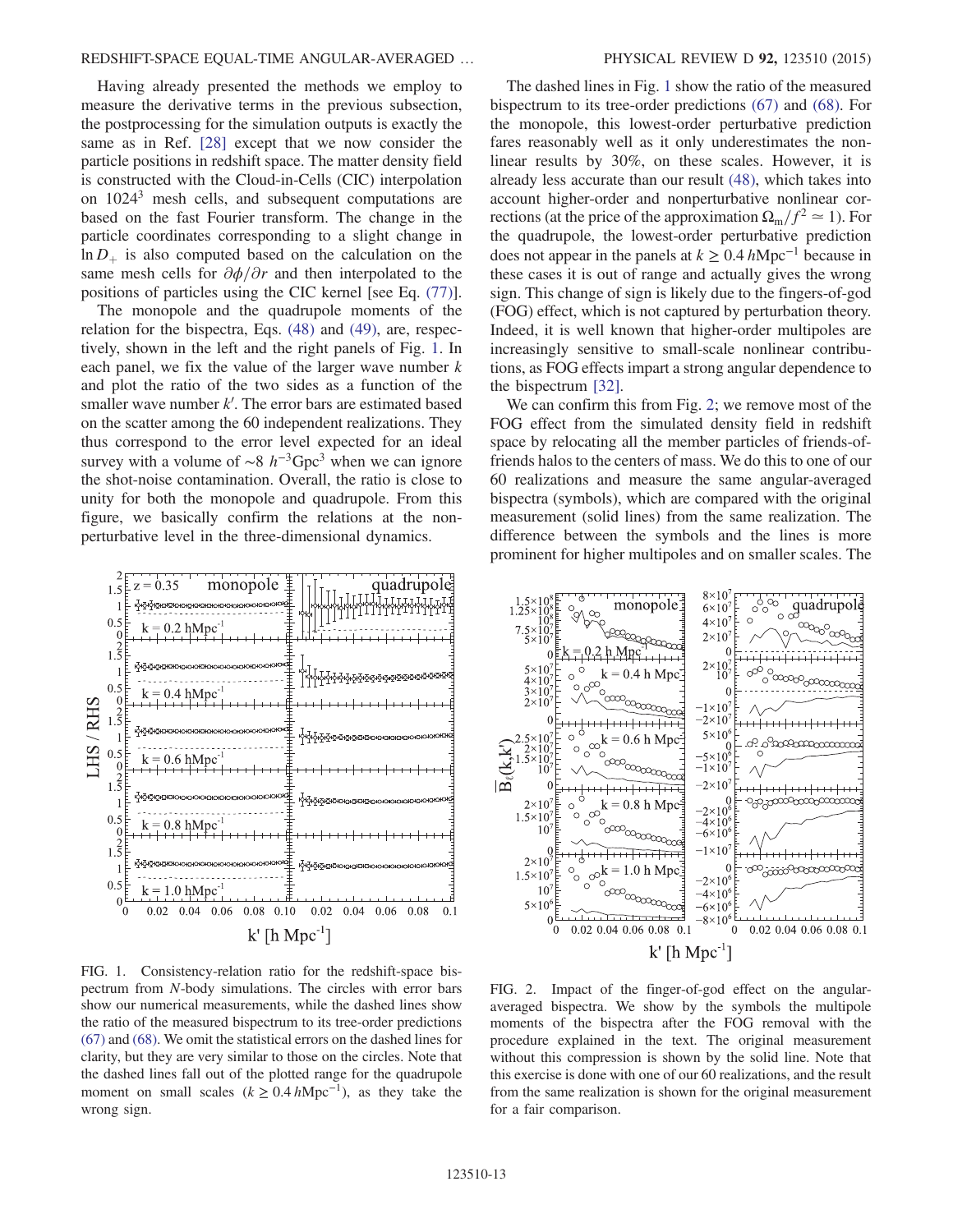Having already presented the methods we employ to measure the derivative terms in the previous subsection, the postprocessing for the simulation outputs is exactly the same as in Ref. [28] except that we now consider the particle positions in redshift space. The matter density field is constructed with the Cloud-in-Cells (CIC) interpolation on $1024^3$ mesh cells, and subsequent computations are based on the fast Fourier transform. The change in the particle coordinates corresponding to a slight change in $\ln D_+$ is also computed based on the calculation on the same mesh cells for $\partial\phi/\partial r$ and then interpolated to the positions of particles using the CIC kernel [see Eq. (77)].

The monopole and the quadrupole moments of the relation for the bispectra, Eqs. (48) and (49), are, respectively, shown in the left and the right panels of Fig. 1. In each panel, we fix the value of the larger wave number $k$ and plot the ratio of the two sides as a function of the smaller wave number $k'$. The error bars are estimated based on the scatter among the 60 independent realizations. They thus correspond to the error level expected for an ideal survey with a volume of $\sim 8\ h^{-3}\mathrm{Gpc}^3$ when we can ignore the shot-noise contamination. Overall, the ratio is close to unity for both the monopole and quadrupole. From this figure, we basically confirm the relations at the nonperturbative level in the three-dimensional dynamics.

FIG. 1. Consistency-relation ratio for the redshift-space bispectrum from $N$-body simulations. The circles with error bars show our numerical measurements, while the dashed lines show the ratio of the measured bispectrum to its tree-order predictions (67) and (68). We omit the statistical errors on the dashed lines for clarity, but they are very similar to those on the circles. Note that the dashed lines fall out of the plotted range for the quadrupole moment on small scales ($k \geq 0.4\,h\mathrm{Mpc}^{-1}$), as they take the wrong sign.

The dashed lines in Fig. 1 show the ratio of the measured bispectrum to its tree-order predictions (67) and (68). For the monopole, this lowest-order perturbative prediction fares reasonably well as it only underestimates the nonlinear results by 30%, on these scales. However, it is already less accurate than our result (48), which takes into account higher-order and nonperturbative nonlinear corrections (at the price of the approximation $\Omega_\mathrm{m}/f^2 \simeq 1$). For the quadrupole, the lowest-order perturbative prediction does not appear in the panels at $k \geq 0.4\,h\mathrm{Mpc}^{-1}$ because in these cases it is out of range and actually gives the wrong sign. This change of sign is likely due to the fingers-of-god (FOG) effect, which is not captured by perturbation theory. Indeed, it is well known that higher-order multipoles are increasingly sensitive to small-scale nonlinear contributions, as FOG effects impart a strong angular dependence to the bispectrum [32].

We can confirm this from Fig. 2; we remove most of the FOG effect from the simulated density field in redshift space by relocating all the member particles of friends-of-friends halos to the centers of mass. We do this to one of our 60 realizations and measure the same angular-averaged bispectra (symbols), which are compared with the original measurement (solid lines) from the same realization. The difference between the symbols and the lines is more prominent for higher multipoles and on smaller scales. The

FIG. 2. Impact of the finger-of-god effect on the angular-averaged bispectra. We show by the symbols the multipole moments of the bispectra after the FOG removal with the procedure explained in the text. The original measurement without this compression is shown by the solid line. Note that this exercise is done with one of our 60 realizations, and the result from the same realization is shown for the original measurement for a fair comparison.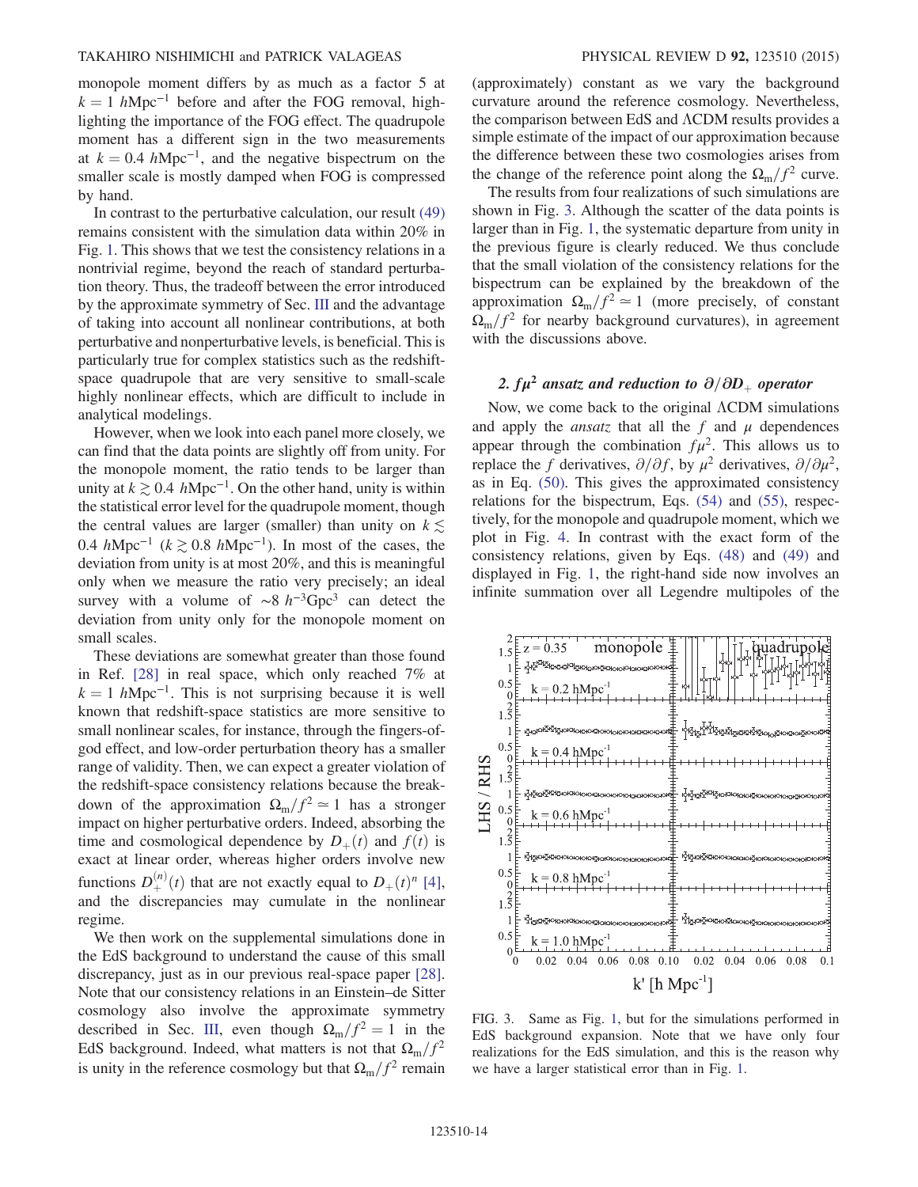monopole moment differs by as much as a factor 5 at $k = 1\ h\mathrm{Mpc}^{-1}$ before and after the FOG removal, highlighting the importance of the FOG effect. The quadrupole moment has a different sign in the two measurements at $k = 0.4\ h\mathrm{Mpc}^{-1}$, and the negative bispectrum on the smaller scale is mostly damped when FOG is compressed by hand.

In contrast to the perturbative calculation, our result (49) remains consistent with the simulation data within 20% in Fig. 1. This shows that we test the consistency relations in a nontrivial regime, beyond the reach of standard perturbation theory. Thus, the tradeoff between the error introduced by the approximate symmetry of Sec. III and the advantage of taking into account all nonlinear contributions, at both perturbative and nonperturbative levels, is beneficial. This is particularly true for complex statistics such as the redshift-space quadrupole that are very sensitive to small-scale highly nonlinear effects, which are difficult to include in analytical modelings.

However, when we look into each panel more closely, we can find that the data points are slightly off from unity. For the monopole moment, the ratio tends to be larger than unity at $k \gtrsim 0.4\ h\mathrm{Mpc}^{-1}$. On the other hand, unity is within the statistical error level for the quadrupole moment, though the central values are larger (smaller) than unity on $k \lesssim 0.4\ h\mathrm{Mpc}^{-1}$ ($k \gtrsim 0.8\ h\mathrm{Mpc}^{-1}$). In most of the cases, the deviation from unity is at most 20%, and this is meaningful only when we measure the ratio very precisely; an ideal survey with a volume of $\sim 8\ h^{-3}\mathrm{Gpc}^3$ can detect the deviation from unity only for the monopole moment on small scales.

These deviations are somewhat greater than those found in Ref. [28] in real space, which only reached 7% at $k = 1\ h\mathrm{Mpc}^{-1}$. This is not surprising because it is well known that redshift-space statistics are more sensitive to small nonlinear scales, for instance, through the fingers-of-god effect, and low-order perturbation theory has a smaller range of validity. Then, we can expect a greater violation of the redshift-space consistency relations because the breakdown of the approximation $\Omega_\mathrm{m}/f^2 \simeq 1$ has a stronger impact on higher perturbative orders. Indeed, absorbing the time and cosmological dependence by $D_+(t)$ and $f(t)$ is exact at linear order, whereas higher orders involve new functions $D_+^{(n)}(t)$ that are not exactly equal to $D_+(t)^n$ [4], and the discrepancies may cumulate in the nonlinear regime.

We then work on the supplemental simulations done in the EdS background to understand the cause of this small discrepancy, just as in our previous real-space paper [28]. Note that our consistency relations in an Einstein–de Sitter cosmology also involve the approximate symmetry described in Sec. III, even though $\Omega_\mathrm{m}/f^2 = 1$ in the EdS background. Indeed, what matters is not that $\Omega_\mathrm{m}/f^2$ is unity in the reference cosmology but that $\Omega_\mathrm{m}/f^2$ remain (approximately) constant as we vary the background curvature around the reference cosmology. Nevertheless, the comparison between EdS and ΛCDM results provides a simple estimate of the impact of our approximation because the difference between these two cosmologies arises from the change of the reference point along the $\Omega_\mathrm{m}/f^2$ curve.

The results from four realizations of such simulations are shown in Fig. 3. Although the scatter of the data points is larger than in Fig. 1, the systematic departure from unity in the previous figure is clearly reduced. We thus conclude that the small violation of the consistency relations for the bispectrum can be explained by the breakdown of the approximation $\Omega_\mathrm{m}/f^2 \simeq 1$ (more precisely, of constant $\Omega_\mathrm{m}/f^2$ for nearby background curvatures), in agreement with the discussions above.

### 2. $f\mu^2$ ansatz and reduction to $\partial/\partial D_+$ operator

Now, we come back to the original ΛCDM simulations and apply the *ansatz* that all the $f$ and $\mu$ dependences appear through the combination $f\mu^2$. This allows us to replace the $f$ derivatives, $\partial/\partial f$, by $\mu^2$ derivatives, $\partial/\partial\mu^2$, as in Eq. (50). This gives the approximated consistency relations for the bispectrum, Eqs. (54) and (55), respectively, for the monopole and quadrupole moment, which we plot in Fig. 4. In contrast with the exact form of the consistency relations, given by Eqs. (48) and (49) and displayed in Fig. 1, the right-hand side now involves an infinite summation over all Legendre multipoles of the

FIG. 3. Same as Fig. 1, but for the simulations performed in EdS background expansion. Note that we have only four realizations for the EdS simulation, and this is the reason why we have a larger statistical error than in Fig. 1.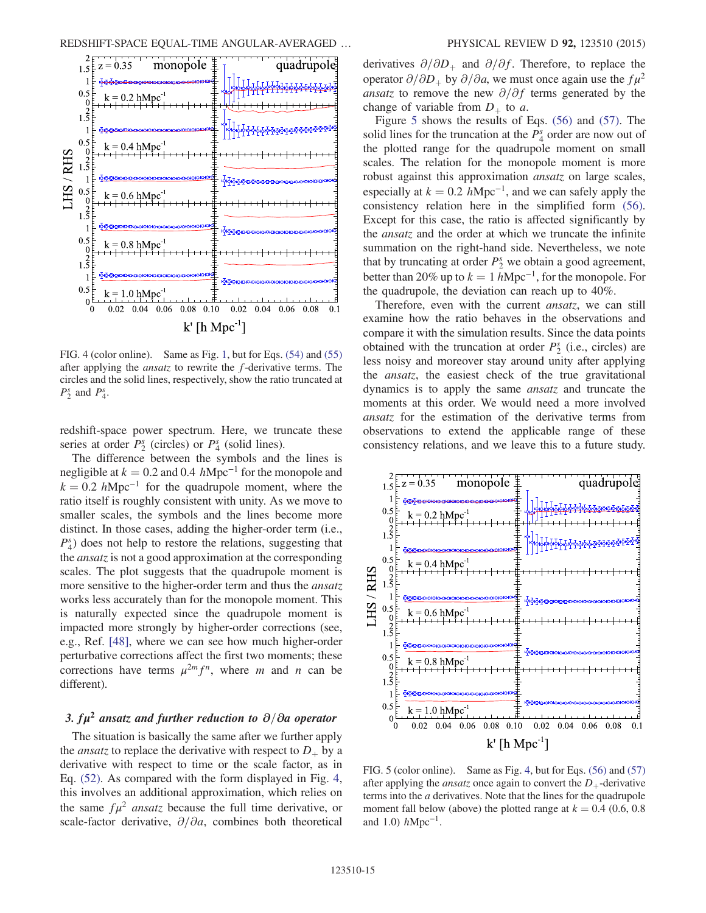FIG. 4 (color online). Same as Fig. 1, but for Eqs. (54) and (55) after applying the *ansatz* to rewrite the $f$-derivative terms. The circles and the solid lines, respectively, show the ratio truncated at $P_2^s$ and $P_4^s$.

redshift-space power spectrum. Here, we truncate these series at order $P_2^s$ (circles) or $P_4^s$ (solid lines).

The difference between the symbols and the lines is negligible at $k = 0.2$ and $0.4$ $h\text{Mpc}^{-1}$ for the monopole and $k = 0.2$ $h\text{Mpc}^{-1}$ for the quadrupole moment, where the ratio itself is roughly consistent with unity. As we move to smaller scales, the symbols and the lines become more distinct. In those cases, adding the higher-order term (i.e., $P_4^s$) does not help to restore the relations, suggesting that the *ansatz* is not a good approximation at the corresponding scales. The plot suggests that the quadrupole moment is more sensitive to the higher-order term and thus the *ansatz* works less accurately than for the monopole moment. This is naturally expected since the quadrupole moment is impacted more strongly by higher-order corrections (see, e.g., Ref. [48], where we can see how much higher-order perturbative corrections affect the first two moments; these corrections have terms $\mu^{2m} f^n$, where $m$ and $n$ can be different).

### 3. $f\mu^2$ *ansatz* and further reduction to $\partial/\partial a$ operator

The situation is basically the same after we further apply the *ansatz* to replace the derivative with respect to $D_+$ by a derivative with respect to time or the scale factor, as in Eq. (52). As compared with the form displayed in Fig. 4, this involves an additional approximation, which relies on the same $f\mu^2$ *ansatz* because the full time derivative, or scale-factor derivative, $\partial/\partial a$, combines both theoretical derivatives $\partial/\partial D_+$ and $\partial/\partial f$. Therefore, to replace the operator $\partial/\partial D_+$ by $\partial/\partial a$, we must once again use the $f\mu^2$ *ansatz* to remove the new $\partial/\partial f$ terms generated by the change of variable from $D_+$ to $a$.

Figure 5 shows the results of Eqs. (56) and (57). The solid lines for the truncation at the $P_4^s$ order are now out of the plotted range for the quadrupole moment on small scales. The relation for the monopole moment is more robust against this approximation *ansatz* on large scales, especially at $k = 0.2$ $h\text{Mpc}^{-1}$, and we can safely apply the consistency relation here in the simplified form (56). Except for this case, the ratio is affected significantly by the *ansatz* and the order at which we truncate the infinite summation on the right-hand side. Nevertheless, we note that by truncating at order $P_2^s$ we obtain a good agreement, better than 20% up to $k = 1$ $h\text{Mpc}^{-1}$, for the monopole. For the quadrupole, the deviation can reach up to 40%.

Therefore, even with the current *ansatz*, we can still examine how the ratio behaves in the observations and compare it with the simulation results. Since the data points obtained with the truncation at order $P_2^s$ (i.e., circles) are less noisy and moreover stay around unity after applying the *ansatz*, the easiest check of the true gravitational dynamics is to apply the same *ansatz* and truncate the moments at this order. We would need a more involved *ansatz* for the estimation of the derivative terms from observations to extend the applicable range of these consistency relations, and we leave this to a future study.

FIG. 5 (color online). Same as Fig. 4, but for Eqs. (56) and (57) after applying the *ansatz* once again to convert the $D_+$-derivative terms into the $a$ derivatives. Note that the lines for the quadrupole moment fall below (above) the plotted range at $k = 0.4$ (0.6, 0.8 and 1.0) $h\text{Mpc}^{-1}$.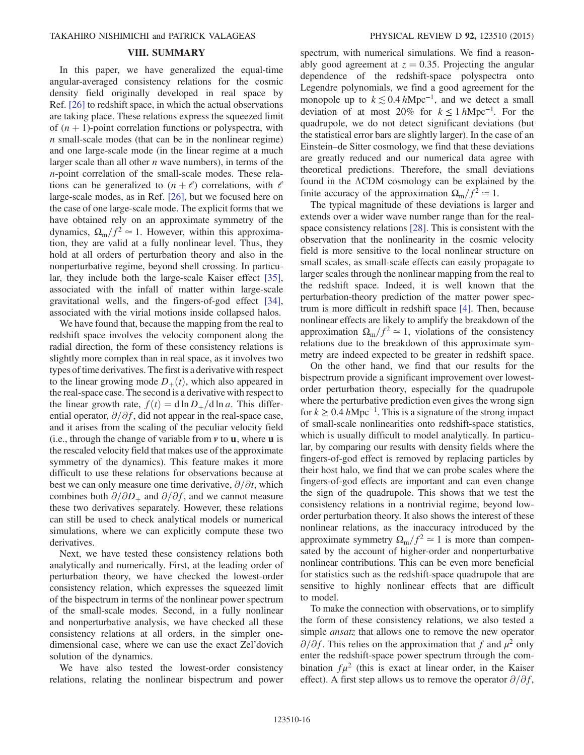## VIII. SUMMARY

In this paper, we have generalized the equal-time angular-averaged consistency relations for the cosmic density field originally developed in real space by Ref. [26] to redshift space, in which the actual observations are taking place. These relations express the squeezed limit of $(n+1)$-point correlation functions or polyspectra, with $n$ small-scale modes (that can be in the nonlinear regime) and one large-scale mode (in the linear regime at a much larger scale than all other $n$ wave numbers), in terms of the $n$-point correlation of the small-scale modes. These relations can be generalized to $(n+\ell)$ correlations, with $\ell$ large-scale modes, as in Ref. [26], but we focused here on the case of one large-scale mode. The explicit forms that we have obtained rely on an approximate symmetry of the dynamics, $\Omega_{\rm m}/f^2 \simeq 1$. However, within this approximation, they are valid at a fully nonlinear level. Thus, they hold at all orders of perturbation theory and also in the nonperturbative regime, beyond shell crossing. In particular, they include both the large-scale Kaiser effect [35], associated with the infall of matter within large-scale gravitational wells, and the fingers-of-god effect [34], associated with the virial motions inside collapsed halos.

We have found that, because the mapping from the real to redshift space involves the velocity component along the radial direction, the form of these consistency relations is slightly more complex than in real space, as it involves two types of time derivatives. The first is a derivative with respect to the linear growing mode $D_+(t)$, which also appeared in the real-space case. The second is a derivative with respect to the linear growth rate, $f(t) = \mathrm{d}\ln D_+/\mathrm{d}\ln a$. This differential operator, $\partial/\partial f$, did not appear in the real-space case, and it arises from the scaling of the peculiar velocity field (i.e., through the change of variable from $\boldsymbol{v}$ to $\mathbf{u}$, where $\mathbf{u}$ is the rescaled velocity field that makes use of the approximate symmetry of the dynamics). This feature makes it more difficult to use these relations for observations because at best we can only measure one time derivative, $\partial/\partial t$, which combines both $\partial/\partial D_+$ and $\partial/\partial f$, and we cannot measure these two derivatives separately. However, these relations can still be used to check analytical models or numerical simulations, where we can explicitly compute these two derivatives.

Next, we have tested these consistency relations both analytically and numerically. First, at the leading order of perturbation theory, we have checked the lowest-order consistency relation, which expresses the squeezed limit of the bispectrum in terms of the nonlinear power spectrum of the small-scale modes. Second, in a fully nonlinear and nonperturbative analysis, we have checked all these consistency relations at all orders, in the simpler one-dimensional case, where we can use the exact Zel'dovich solution of the dynamics.

We have also tested the lowest-order consistency relations, relating the nonlinear bispectrum and power spectrum, with numerical simulations. We find a reasonably good agreement at $z = 0.35$. Projecting the angular dependence of the redshift-space polyspectra onto Legendre polynomials, we find a good agreement for the monopole up to $k \lesssim 0.4\,h\mathrm{Mpc}^{-1}$, and we detect a small deviation of at most 20% for $k \leq 1\,h\mathrm{Mpc}^{-1}$. For the quadrupole, we do not detect significant deviations (but the statistical error bars are slightly larger). In the case of an Einstein–de Sitter cosmology, we find that these deviations are greatly reduced and our numerical data agree with theoretical predictions. Therefore, the small deviations found in the ΛCDM cosmology can be explained by the finite accuracy of the approximation $\Omega_{\rm m}/f^2 \simeq 1$.

The typical magnitude of these deviations is larger and extends over a wider wave number range than for the real-space consistency relations [28]. This is consistent with the observation that the nonlinearity in the cosmic velocity field is more sensitive to the local nonlinear structure on small scales, as small-scale effects can easily propagate to larger scales through the nonlinear mapping from the real to the redshift space. Indeed, it is well known that the perturbation-theory prediction of the matter power spectrum is more difficult in redshift space [4]. Then, because nonlinear effects are likely to amplify the breakdown of the approximation $\Omega_{\rm m}/f^2 \simeq 1$, violations of the consistency relations due to the breakdown of this approximate symmetry are indeed expected to be greater in redshift space.

On the other hand, we find that our results for the bispectrum provide a significant improvement over lowest-order perturbation theory, especially for the quadrupole where the perturbative prediction even gives the wrong sign for $k \geq 0.4\,h\mathrm{Mpc}^{-1}$. This is a signature of the strong impact of small-scale nonlinearities onto redshift-space statistics, which is usually difficult to model analytically. In particular, by comparing our results with density fields where the fingers-of-god effect is removed by replacing particles by their host halo, we find that we can probe scales where the fingers-of-god effects are important and can even change the sign of the quadrupole. This shows that we test the consistency relations in a nontrivial regime, beyond low-order perturbation theory. It also shows the interest of these nonlinear relations, as the inaccuracy introduced by the approximate symmetry $\Omega_{\rm m}/f^2 \simeq 1$ is more than compensated by the account of higher-order and nonperturbative nonlinear contributions. This can be even more beneficial for statistics such as the redshift-space quadrupole that are sensitive to highly nonlinear effects that are difficult to model.

To make the connection with observations, or to simplify the form of these consistency relations, we also tested a simple *ansatz* that allows one to remove the new operator $\partial/\partial f$. This relies on the approximation that $f$ and $\mu^2$ only enter the redshift-space power spectrum through the combination $f\mu^2$ (this is exact at linear order, in the Kaiser effect). A first step allows us to remove the operator $\partial/\partial f$,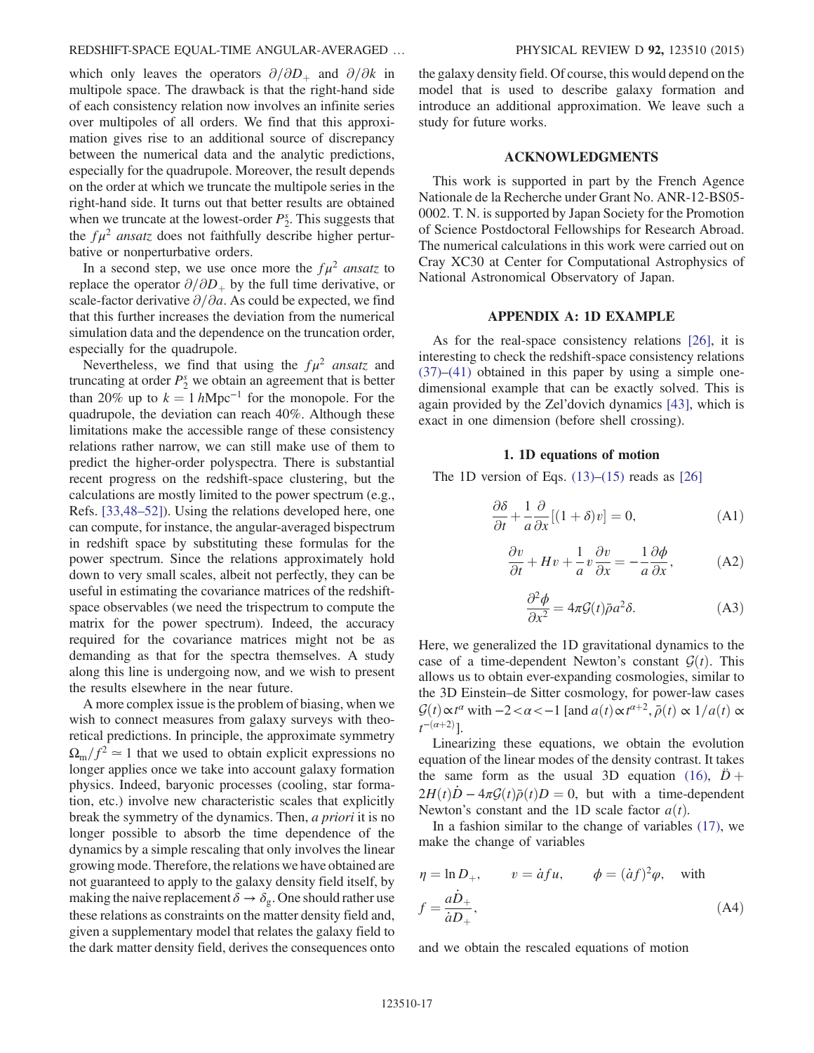which only leaves the operators $\partial/\partial D_+$ and $\partial/\partial k$ in multipole space. The drawback is that the right-hand side of each consistency relation now involves an infinite series over multipoles of all orders. We find that this approximation gives rise to an additional source of discrepancy between the numerical data and the analytic predictions, especially for the quadrupole. Moreover, the result depends on the order at which we truncate the multipole series in the right-hand side. It turns out that better results are obtained when we truncate at the lowest-order $P_2^s$. This suggests that the $f\mu^2$ *ansatz* does not faithfully describe higher perturbative or nonperturbative orders.

In a second step, we use once more the $f\mu^2$ *ansatz* to replace the operator $\partial/\partial D_+$ by the full time derivative, or scale-factor derivative $\partial/\partial a$. As could be expected, we find that this further increases the deviation from the numerical simulation data and the dependence on the truncation order, especially for the quadrupole.

Nevertheless, we find that using the $f\mu^2$ *ansatz* and truncating at order $P_2^s$ we obtain an agreement that is better than 20% up to $k = 1\,h\text{Mpc}^{-1}$ for the monopole. For the quadrupole, the deviation can reach 40%. Although these limitations make the accessible range of these consistency relations rather narrow, we can still make use of them to predict the higher-order polyspectra. There is substantial recent progress on the redshift-space clustering, but the calculations are mostly limited to the power spectrum (e.g., Refs. [33,48–52]). Using the relations developed here, one can compute, for instance, the angular-averaged bispectrum in redshift space by substituting these formulas for the power spectrum. Since the relations approximately hold down to very small scales, albeit not perfectly, they can be useful in estimating the covariance matrices of the redshift-space observables (we need the trispectrum to compute the matrix for the power spectrum). Indeed, the accuracy required for the covariance matrices might not be as demanding as that for the spectra themselves. A study along this line is undergoing now, and we wish to present the results elsewhere in the near future.

A more complex issue is the problem of biasing, when we wish to connect measures from galaxy surveys with theoretical predictions. In principle, the approximate symmetry $\Omega_{\rm m}/f^2 \simeq 1$ that we used to obtain explicit expressions no longer applies once we take into account galaxy formation physics. Indeed, baryonic processes (cooling, star formation, etc.) involve new characteristic scales that explicitly break the symmetry of the dynamics. Then, *a priori* it is no longer possible to absorb the time dependence of the dynamics by a simple rescaling that only involves the linear growing mode. Therefore, the relations we have obtained are not guaranteed to apply to the galaxy density field itself, by making the naive replacement $\delta \to \delta_{\rm g}$. One should rather use these relations as constraints on the matter density field and, given a supplementary model that relates the galaxy field to the dark matter density field, derives the consequences onto the galaxy density field. Of course, this would depend on the model that is used to describe galaxy formation and introduce an additional approximation. We leave such a study for future works.

## ACKNOWLEDGMENTS

This work is supported in part by the French Agence Nationale de la Recherche under Grant No. ANR-12-BS05-0002. T. N. is supported by Japan Society for the Promotion of Science Postdoctoral Fellowships for Research Abroad. The numerical calculations in this work were carried out on Cray XC30 at Center for Computational Astrophysics of National Astronomical Observatory of Japan.

## APPENDIX A: 1D EXAMPLE

As for the real-space consistency relations [26], it is interesting to check the redshift-space consistency relations (37)–(41) obtained in this paper by using a simple one-dimensional example that can be exactly solved. This is again provided by the Zel'dovich dynamics [43], which is exact in one dimension (before shell crossing).

### 1. 1D equations of motion

The 1D version of Eqs. (13)–(15) reads as [26]

$$\frac{\partial \delta}{\partial t} + \frac{1}{a}\frac{\partial}{\partial x}[(1+\delta)v] = 0, \tag{A1}$$

$$\frac{\partial v}{\partial t} + Hv + \frac{1}{a}v\frac{\partial v}{\partial x} = -\frac{1}{a}\frac{\partial \phi}{\partial x}, \tag{A2}$$

$$\frac{\partial^2 \phi}{\partial x^2} = 4\pi \mathcal{G}(t)\bar{\rho}a^2\delta. \tag{A3}$$

Here, we generalized the 1D gravitational dynamics to the case of a time-dependent Newton's constant $\mathcal{G}(t)$. This allows us to obtain ever-expanding cosmologies, similar to the 3D Einstein–de Sitter cosmology, for power-law cases $\mathcal{G}(t) \propto t^\alpha$ with $-2 < \alpha < -1$ [and $a(t) \propto t^{\alpha+2}$, $\bar{\rho}(t) \propto 1/a(t) \propto t^{-(\alpha+2)}$].

Linearizing these equations, we obtain the evolution equation of the linear modes of the density contrast. It takes the same form as the usual 3D equation (16), $\ddot{D} + 2H(t)\dot{D} - 4\pi\mathcal{G}(t)\bar{\rho}(t)D = 0$, but with a time-dependent Newton's constant and the 1D scale factor $a(t)$.

In a fashion similar to the change of variables (17), we make the change of variables

$$\eta = \ln D_+, \qquad v = \dot{a}fu, \qquad \phi = (\dot{a}f)^2\varphi, \quad \text{with} \quad f = \frac{a\dot{D}_+}{\dot{a}D_+}, \tag{A4}$$

and we obtain the rescaled equations of motion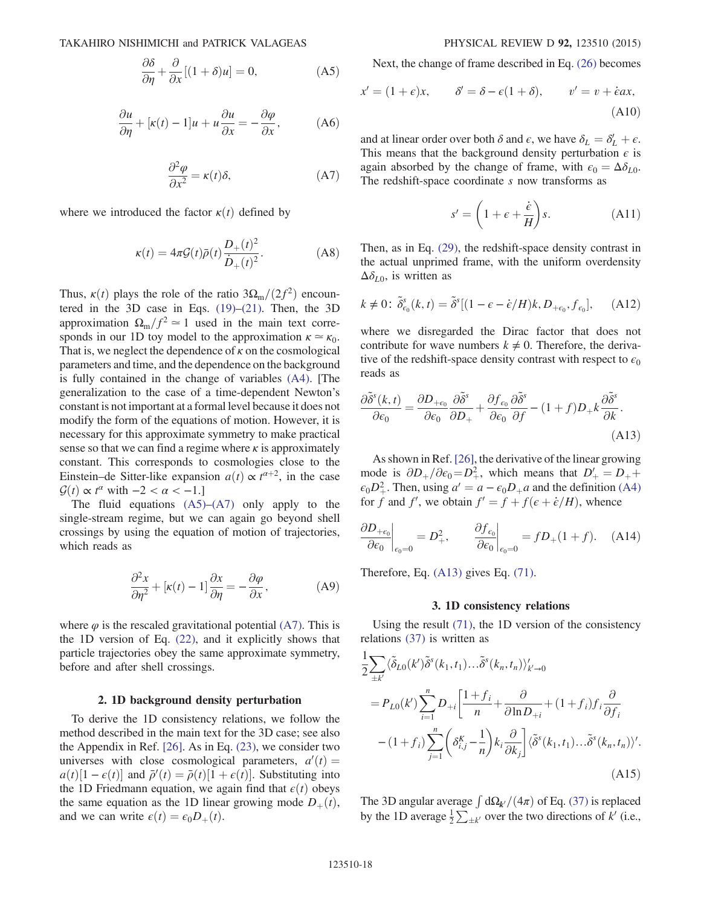$$\frac{\partial \delta}{\partial \eta} + \frac{\partial}{\partial x}[(1+\delta)u] = 0, \tag{A5}$$

$$\frac{\partial u}{\partial \eta} + [\kappa(t) - 1]u + u\frac{\partial u}{\partial x} = -\frac{\partial \varphi}{\partial x}, \tag{A6}$$

$$\frac{\partial^2 \varphi}{\partial x^2} = \kappa(t)\delta, \tag{A7}$$

where we introduced the factor $\kappa(t)$ defined by

$$\kappa(t) = 4\pi\mathcal{G}(t)\bar{\rho}(t)\frac{D_+(t)^2}{\dot{D}_+(t)^2}. \tag{A8}$$

Thus, $\kappa(t)$ plays the role of the ratio $3\Omega_{\rm m}/(2f^2)$ encountered in the 3D case in Eqs. (19)–(21). Then, the 3D approximation $\Omega_{\rm m}/f^2 \simeq 1$ used in the main text corresponds in our 1D toy model to the approximation $\kappa \simeq \kappa_0$. That is, we neglect the dependence of $\kappa$ on the cosmological parameters and time, and the dependence on the background is fully contained in the change of variables (A4). [The generalization to the case of a time-dependent Newton's constant is not important at a formal level because it does not modify the form of the equations of motion. However, it is necessary for this approximate symmetry to make practical sense so that we can find a regime where $\kappa$ is approximately constant. This corresponds to cosmologies close to the Einstein–de Sitter-like expansion $a(t) \propto t^{\alpha+2}$, in the case $\mathcal{G}(t) \propto t^\alpha$ with $-2 < \alpha < -1$.]

The fluid equations (A5)–(A7) only apply to the single-stream regime, but we can again go beyond shell crossings by using the equation of motion of trajectories, which reads as

$$\frac{\partial^2 x}{\partial \eta^2} + [\kappa(t) - 1]\frac{\partial x}{\partial \eta} = -\frac{\partial \varphi}{\partial x}, \tag{A9}$$

where $\varphi$ is the rescaled gravitational potential (A7). This is the 1D version of Eq. (22), and it explicitly shows that particle trajectories obey the same approximate symmetry, before and after shell crossings.

### 2. 1D background density perturbation

To derive the 1D consistency relations, we follow the method described in the main text for the 3D case; see also the Appendix in Ref. [26]. As in Eq. (23), we consider two universes with close cosmological parameters, $a'(t) = a(t)[1 - \epsilon(t)]$ and $\bar{\rho}'(t) = \bar{\rho}(t)[1 + \epsilon(t)]$. Substituting into the 1D Friedmann equation, we again find that $\epsilon(t)$ obeys the same equation as the 1D linear growing mode $D_+(t)$, and we can write $\epsilon(t) = \epsilon_0 D_+(t)$.

Next, the change of frame described in Eq. (26) becomes

$$x' = (1+\epsilon)x, \qquad \delta' = \delta - \epsilon(1+\delta), \qquad v' = v + \dot{\epsilon}ax, \tag{A10}$$

and at linear order over both $\delta$ and $\epsilon$, we have $\delta_L = \delta'_L + \epsilon$. This means that the background density perturbation $\epsilon$ is again absorbed by the change of frame, with $\epsilon_0 = \Delta\delta_{L0}$. The redshift-space coordinate $s$ now transforms as

$$s' = \left(1 + \epsilon + \frac{\dot{\epsilon}}{H}\right)s. \tag{A11}$$

Then, as in Eq. (29), the redshift-space density contrast in the actual unprimed frame, with the uniform overdensity $\Delta\delta_{L0}$, is written as

$$k \neq 0: \; \tilde{\delta}^s_{\epsilon_0}(k,t) = \tilde{\delta}^s[(1 - \epsilon - \dot{\epsilon}/H)k, D_{+\epsilon_0}, f_{\epsilon_0}], \tag{A12}$$

where we disregarded the Dirac factor that does not contribute for wave numbers $k \neq 0$. Therefore, the derivative of the redshift-space density contrast with respect to $\epsilon_0$ reads as

$$\frac{\partial \tilde{\delta}^s(k,t)}{\partial \epsilon_0} = \frac{\partial D_{+\epsilon_0}}{\partial \epsilon_0}\frac{\partial \tilde{\delta}^s}{\partial D_+} + \frac{\partial f_{\epsilon_0}}{\partial \epsilon_0}\frac{\partial \tilde{\delta}^s}{\partial f} - (1+f)D_+ k\frac{\partial \tilde{\delta}^s}{\partial k}. \tag{A13}$$

As shown in Ref. [26], the derivative of the linear growing mode is $\partial D_+/\partial \epsilon_0 = D_+^2$, which means that $D'_+ = D_+ + \epsilon_0 D_+^2$. Then, using $a' = a - \epsilon_0 D_+ a$ and the definition (A4) for $f$ and $f'$, we obtain $f' = f + f(\epsilon + \dot{\epsilon}/H)$, whence

$$\left.\frac{\partial D_{+\epsilon_0}}{\partial \epsilon_0}\right|_{\epsilon_0=0} = D_+^2, \qquad \left.\frac{\partial f_{\epsilon_0}}{\partial \epsilon_0}\right|_{\epsilon_0=0} = fD_+(1+f). \tag{A14}$$

Therefore, Eq. (A13) gives Eq. (71).

### 3. 1D consistency relations

Using the result (71), the 1D version of the consistency relations (37) is written as

$$\begin{aligned}
&\frac{1}{2}\sum_{\pm k'}\langle\tilde{\delta}_{L0}(k')\tilde{\delta}^s(k_1,t_1)\ldots\tilde{\delta}^s(k_n,t_n)\rangle'_{k'\to 0} \\
&= P_{L0}(k')\sum_{i=1}^n D_{+i}\Bigg[\frac{1+f_i}{n} + \frac{\partial}{\partial \ln D_{+i}} + (1+f_i)f_i\frac{\partial}{\partial f_i} \\
&\quad - (1+f_i)\sum_{j=1}^n\left(\delta^K_{i,j} - \frac{1}{n}\right)k_i\frac{\partial}{\partial k_j}\Bigg]\langle\tilde{\delta}^s(k_1,t_1)\ldots\tilde{\delta}^s(k_n,t_n)\rangle'.
\end{aligned} \tag{A15}$$

The 3D angular average $\int \mathrm{d}\Omega_{\mathbf{k}'}/(4\pi)$ of Eq. (37) is replaced by the 1D average $\frac{1}{2}\sum_{\pm k'}$ over the two directions of $k'$ (i.e.,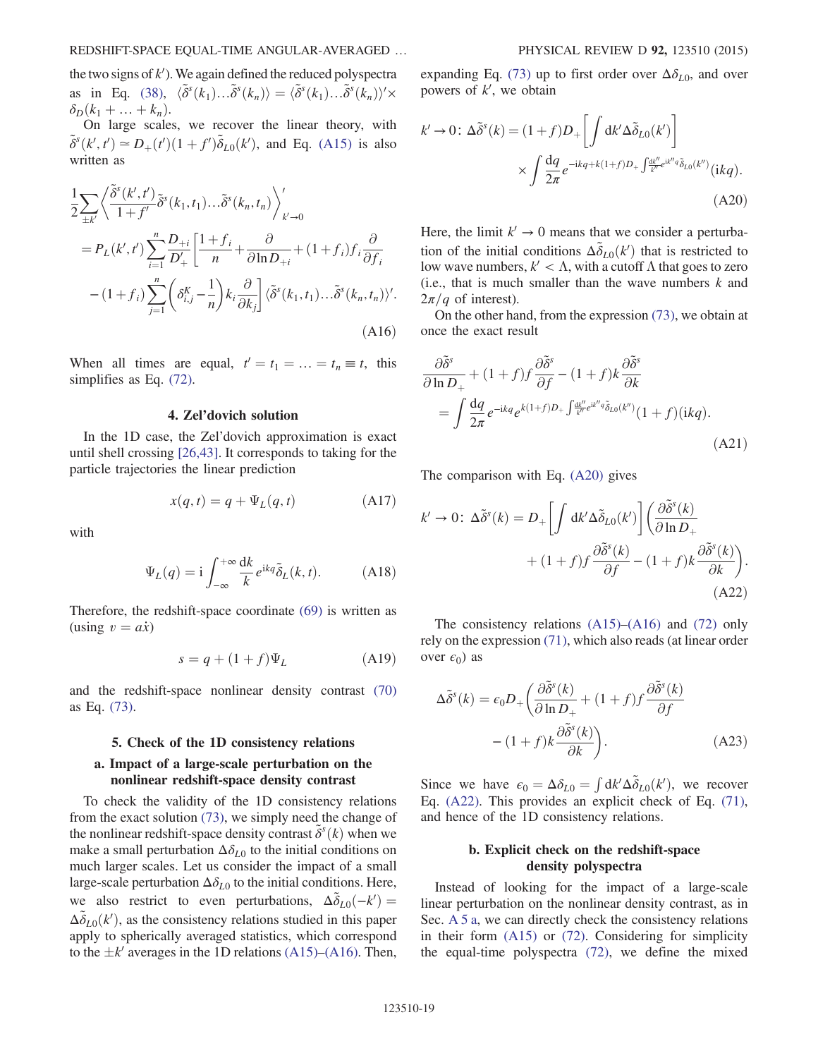the two signs of $k'$). We again defined the reduced polyspectra as in Eq. (38), $\langle\tilde{\delta}^s(k_1)\ldots\tilde{\delta}^s(k_n)\rangle = \langle\tilde{\delta}^s(k_1)\ldots\tilde{\delta}^s(k_n)\rangle'\times\delta_D(k_1+\ldots+k_n)$.

On large scales, we recover the linear theory, with $\tilde{\delta}^s(k',t') \simeq D_+(t')(1+f')\tilde{\delta}_{L0}(k')$, and Eq. (A15) is also written as

$$
\frac{1}{2}\sum_{\pm k'}\left\langle\frac{\tilde{\delta}^s(k',t')}{1+f'}\tilde{\delta}^s(k_1,t_1)\ldots\tilde{\delta}^s(k_n,t_n)\right\rangle'_{k'\to 0} = P_L(k',t')\sum_{i=1}^{n}\frac{D_{+i}}{D'_+}\left[\frac{1+f_i}{n}+\frac{\partial}{\partial\ln D_{+i}}+(1+f_i)f_i\frac{\partial}{\partial f_i} - (1+f_i)\sum_{j=1}^{n}\left(\delta_{i,j}^K-\frac{1}{n}\right)k_i\frac{\partial}{\partial k_j}\right]\langle\tilde{\delta}^s(k_1,t_1)\ldots\tilde{\delta}^s(k_n,t_n)\rangle'. \tag{A16}
$$

When all times are equal, $t'=t_1=\ldots=t_n\equiv t$, this simplifies as Eq. (72).

### 4. Zel'dovich solution

In the 1D case, the Zel'dovich approximation is exact until shell crossing [26,43]. It corresponds to taking for the particle trajectories the linear prediction

$$
x(q,t) = q+\Psi_L(q,t) \tag{A17}
$$

with

$$
\Psi_L(q) = \mathrm{i}\int_{-\infty}^{+\infty}\frac{\mathrm{d}k}{k}e^{\mathrm{i}kq}\tilde{\delta}_L(k,t). \tag{A18}
$$

Therefore, the redshift-space coordinate (69) is written as (using $v=a\dot{x}$)

$$
s = q+(1+f)\Psi_L \tag{A19}
$$

and the redshift-space nonlinear density contrast (70) as Eq. (73).

### 5. Check of the 1D consistency relations

#### a. Impact of a large-scale perturbation on the nonlinear redshift-space density contrast

To check the validity of the 1D consistency relations from the exact solution (73), we simply need the change of the nonlinear redshift-space density contrast $\tilde{\delta}^s(k)$ when we make a small perturbation $\Delta\delta_{L0}$ to the initial conditions on much larger scales. Let us consider the impact of a small large-scale perturbation $\Delta\delta_{L0}$ to the initial conditions. Here, we also restrict to even perturbations, $\Delta\tilde{\delta}_{L0}(-k') = \Delta\tilde{\delta}_{L0}(k')$, as the consistency relations studied in this paper apply to spherically averaged statistics, which correspond to the $\pm k'$ averages in the 1D relations (A15)–(A16). Then, expanding Eq. (73) up to first order over $\Delta\delta_{L0}$, and over powers of $k'$, we obtain

$$
k'\to 0:\ \Delta\tilde{\delta}^s(k) = (1+f)D_+\left[\int\mathrm{d}k'\Delta\tilde{\delta}_{L0}(k')\right]\times\int\frac{\mathrm{d}q}{2\pi}e^{-\mathrm{i}kq+k(1+f)D_+\int\frac{\mathrm{d}k''}{k''^2}e^{\mathrm{i}k''q}\tilde{\delta}_{L0}(k'')}(\mathrm{i}kq). \tag{A20}
$$

Here, the limit $k'\to 0$ means that we consider a perturbation of the initial conditions $\Delta\tilde{\delta}_{L0}(k')$ that is restricted to low wave numbers, $k'<\Lambda$, with a cutoff $\Lambda$ that goes to zero (i.e., that is much smaller than the wave numbers $k$ and $2\pi/q$ of interest).

On the other hand, from the expression (73), we obtain at once the exact result

$$
\frac{\partial\tilde{\delta}^s}{\partial\ln D_+}+(1+f)f\frac{\partial\tilde{\delta}^s}{\partial f}-(1+f)k\frac{\partial\tilde{\delta}^s}{\partial k} = \int\frac{\mathrm{d}q}{2\pi}e^{-\mathrm{i}kq}e^{k(1+f)D_+\int\frac{\mathrm{d}k''}{k''^2}e^{\mathrm{i}k''q}\tilde{\delta}_{L0}(k'')}(1+f)(\mathrm{i}kq). \tag{A21}
$$

The comparison with Eq. (A20) gives

$$
k'\to 0:\ \Delta\tilde{\delta}^s(k) = D_+\left[\int\mathrm{d}k'\Delta\tilde{\delta}_{L0}(k')\right]\left(\frac{\partial\tilde{\delta}^s(k)}{\partial\ln D_+}+(1+f)f\frac{\partial\tilde{\delta}^s(k)}{\partial f}-(1+f)k\frac{\partial\tilde{\delta}^s(k)}{\partial k}\right). \tag{A22}
$$

The consistency relations (A15)–(A16) and (72) only rely on the expression (71), which also reads (at linear order over $\epsilon_0$) as

$$
\Delta\tilde{\delta}^s(k) = \epsilon_0 D_+\left(\frac{\partial\tilde{\delta}^s(k)}{\partial\ln D_+}+(1+f)f\frac{\partial\tilde{\delta}^s(k)}{\partial f}-(1+f)k\frac{\partial\tilde{\delta}^s(k)}{\partial k}\right). \tag{A23}
$$

Since we have $\epsilon_0 = \Delta\delta_{L0} = \int\mathrm{d}k'\Delta\tilde{\delta}_{L0}(k')$, we recover Eq. (A22). This provides an explicit check of Eq. (71), and hence of the 1D consistency relations.

#### b. Explicit check on the redshift-space density polyspectra

Instead of looking for the impact of a large-scale linear perturbation on the nonlinear density contrast, as in Sec. A 5 a, we can directly check the consistency relations in their form (A15) or (72). Considering for simplicity the equal-time polyspectra (72), we define the mixed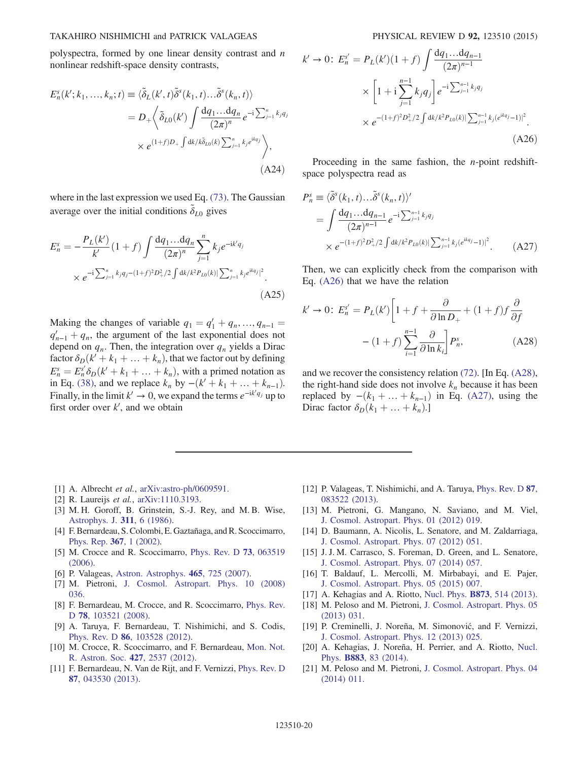polyspectra, formed by one linear density contrast and $n$ nonlinear redshift-space density contrasts,

$$
\begin{aligned}
E_n^s(k'; k_1, \ldots, k_n; t) &\equiv \langle \tilde{\delta}_L(k', t) \tilde{\delta}^s(k_1, t) \ldots \tilde{\delta}^s(k_n, t) \rangle \\
&= D_+ \Big\langle \tilde{\delta}_{L0}(k') \int \frac{\mathrm{d}q_1 \ldots \mathrm{d}q_n}{(2\pi)^n} e^{-\mathrm{i} \sum_{j=1}^n k_j q_j} \\
&\quad \times e^{(1+f) D_+ \int \mathrm{d}k / k \tilde{\delta}_{L0}(k) \sum_{j=1}^n k_j e^{\mathrm{i} k q_j}} \Big\rangle,
\end{aligned} \tag{A24}
$$

where in the last expression we used Eq. (73). The Gaussian average over the initial conditions $\tilde{\delta}_{L0}$ gives

$$
\begin{aligned}
E_n^s = &-\frac{P_L(k')}{k'}(1+f) \int \frac{\mathrm{d}q_1 \ldots \mathrm{d}q_n}{(2\pi)^n} \sum_{j=1}^n k_j e^{-\mathrm{i} k' q_j} \\
&\times e^{-\mathrm{i} \sum_{j=1}^n k_j q_j - (1+f)^2 D_+^2 / 2 \int \mathrm{d}k / k^2 P_{L0}(k) |\sum_{j=1}^n k_j e^{\mathrm{i} k q_j}|^2}.
\end{aligned} \tag{A25}
$$

Making the changes of variable $q_1 = q_1' + q_n, \ldots, q_{n-1} = q_{n-1}' + q_n$, the argument of the last exponential does not depend on $q_n$. Then, the integration over $q_n$ yields a Dirac factor $\delta_D(k' + k_1 + \ldots + k_n)$, that we factor out by defining $E_n^s = E_n^{s'} \delta_D(k' + k_1 + \ldots + k_n)$, with a primed notation as in Eq. (38), and we replace $k_n$ by $-(k' + k_1 + \ldots + k_{n-1})$. Finally, in the limit $k' \to 0$, we expand the terms $e^{-\mathrm{i} k' q_j}$ up to first order over $k'$, and we obtain

$$
\begin{aligned}
k' \to 0: \; E_n^{s'} = &P_L(k')(1+f) \int \frac{\mathrm{d}q_1 \ldots \mathrm{d}q_{n-1}}{(2\pi)^{n-1}} \\
&\times \left[1 + \mathrm{i} \sum_{j=1}^{n-1} k_j q_j \right] e^{-\mathrm{i} \sum_{j=1}^{n-1} k_j q_j} \\
&\times e^{-(1+f)^2 D_+^2 / 2 \int \mathrm{d}k / k^2 P_{L0}(k) |\sum_{j=1}^{n-1} k_j (e^{\mathrm{i} k q_j} - 1)|^2}.
\end{aligned} \tag{A26}
$$

Proceeding in the same fashion, the $n$-point redshift-space polyspectra read as

$$
\begin{aligned}
P_n^s &\equiv \langle \tilde{\delta}^s(k_1, t) \ldots \tilde{\delta}^s(k_n, t) \rangle' \\
&= \int \frac{\mathrm{d}q_1 \ldots \mathrm{d}q_{n-1}}{(2\pi)^{n-1}} e^{-\mathrm{i} \sum_{j=1}^{n-1} k_j q_j} \\
&\quad \times e^{-(1+f)^2 D_+^2 / 2 \int \mathrm{d}k / k^2 P_{L0}(k) |\sum_{j=1}^{n-1} k_j (e^{\mathrm{i} k q_j} - 1)|^2}.
\end{aligned} \tag{A27}
$$

Then, we can explicitly check from the comparison with Eq. (A26) that we have the relation

$$
\begin{aligned}
k' \to 0: \; E_n^{s'} = P_L(k') \Big[ &1 + f + \frac{\partial}{\partial \ln D_+} + (1+f) f \frac{\partial}{\partial f} \\
&- (1+f) \sum_{i=1}^{n-1} \frac{\partial}{\partial \ln k_i} \Big] P_n^s,
\end{aligned} \tag{A28}
$$

and we recover the consistency relation (72). [In Eq. (A28), the right-hand side does not involve $k_n$ because it has been replaced by $-(k_1 + \ldots + k_{n-1})$ in Eq. (A27), using the Dirac factor $\delta_D(k_1 + \ldots + k_n)$.]

---

[1] A. Albrecht *et al.*, arXiv:astro-ph/0609591.
[2] R. Laureijs *et al.*, arXiv:1110.3193.
[3] M. H. Goroff, B. Grinstein, S.-J. Rey, and M. B. Wise, Astrophys. J. **311**, 6 (1986).
[4] F. Bernardeau, S. Colombi, E. Gaztañaga, and R. Scoccimarro, Phys. Rep. **367**, 1 (2002).
[5] M. Crocce and R. Scoccimarro, Phys. Rev. D **73**, 063519 (2006).
[6] P. Valageas, Astron. Astrophys. **465**, 725 (2007).
[7] M. Pietroni, J. Cosmol. Astropart. Phys. 10 (2008) 036.
[8] F. Bernardeau, M. Crocce, and R. Scoccimarro, Phys. Rev. D **78**, 103521 (2008).
[9] A. Taruya, F. Bernardeau, T. Nishimichi, and S. Codis, Phys. Rev. D **86**, 103528 (2012).
[10] M. Crocce, R. Scoccimarro, and F. Bernardeau, Mon. Not. R. Astron. Soc. **427**, 2537 (2012).
[11] F. Bernardeau, N. Van de Rijt, and F. Vernizzi, Phys. Rev. D **87**, 043530 (2013).
[12] P. Valageas, T. Nishimichi, and A. Taruya, Phys. Rev. D **87**, 083522 (2013).
[13] M. Pietroni, G. Mangano, N. Saviano, and M. Viel, J. Cosmol. Astropart. Phys. 01 (2012) 019.
[14] D. Baumann, A. Nicolis, L. Senatore, and M. Zaldarriaga, J. Cosmol. Astropart. Phys. 07 (2012) 051.
[15] J. J. M. Carrasco, S. Foreman, D. Green, and L. Senatore, J. Cosmol. Astropart. Phys. 07 (2014) 057.
[16] T. Baldauf, L. Mercolli, M. Mirbabayi, and E. Pajer, J. Cosmol. Astropart. Phys. 05 (2015) 007.
[17] A. Kehagias and A. Riotto, Nucl. Phys. **B873**, 514 (2013).
[18] M. Peloso and M. Pietroni, J. Cosmol. Astropart. Phys. 05 (2013) 031.
[19] P. Creminelli, J. Noreña, M. Simonović, and F. Vernizzi, J. Cosmol. Astropart. Phys. 12 (2013) 025.
[20] A. Kehagias, J. Noreña, H. Perrier, and A. Riotto, Nucl. Phys. **B883**, 83 (2014).
[21] M. Peloso and M. Pietroni, J. Cosmol. Astropart. Phys. 04 (2014) 011.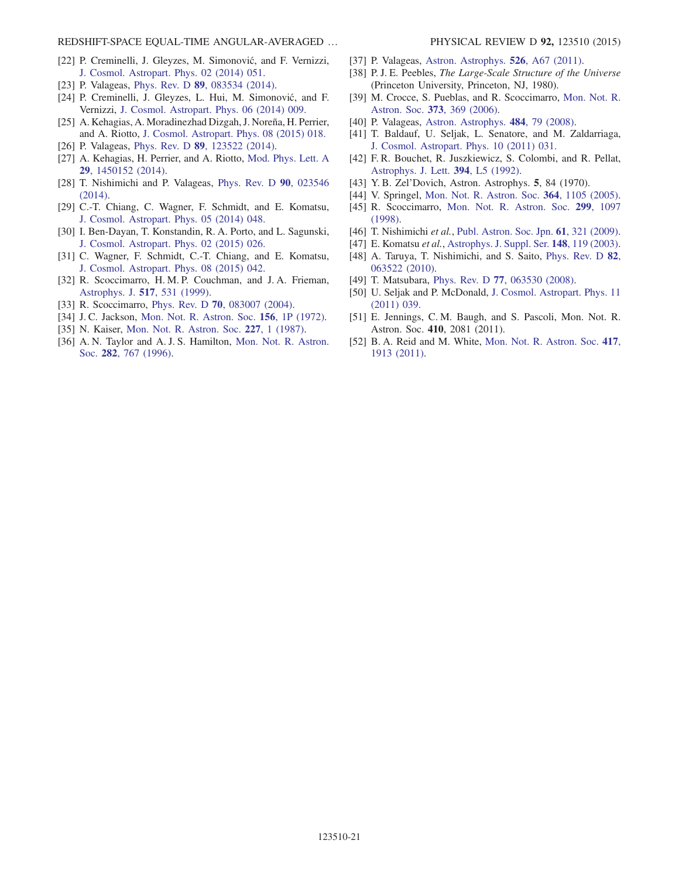[22] P. Creminelli, J. Gleyzes, M. Simonović, and F. Vernizzi, J. Cosmol. Astropart. Phys. 02 (2014) 051.

[23] P. Valageas, Phys. Rev. D **89**, 083534 (2014).

[24] P. Creminelli, J. Gleyzes, L. Hui, M. Simonović, and F. Vernizzi, J. Cosmol. Astropart. Phys. 06 (2014) 009.

[25] A. Kehagias, A. Moradinezhad Dizgah, J. Noreña, H. Perrier, and A. Riotto, J. Cosmol. Astropart. Phys. 08 (2015) 018.

[26] P. Valageas, Phys. Rev. D **89**, 123522 (2014).

[27] A. Kehagias, H. Perrier, and A. Riotto, Mod. Phys. Lett. A **29**, 1450152 (2014).

[28] T. Nishimichi and P. Valageas, Phys. Rev. D **90**, 023546 (2014).

[29] C.-T. Chiang, C. Wagner, F. Schmidt, and E. Komatsu, J. Cosmol. Astropart. Phys. 05 (2014) 048.

[30] I. Ben-Dayan, T. Konstandin, R. A. Porto, and L. Sagunski, J. Cosmol. Astropart. Phys. 02 (2015) 026.

[31] C. Wagner, F. Schmidt, C.-T. Chiang, and E. Komatsu, J. Cosmol. Astropart. Phys. 08 (2015) 042.

[32] R. Scoccimarro, H. M. P. Couchman, and J. A. Frieman, Astrophys. J. **517**, 531 (1999).

[33] R. Scoccimarro, Phys. Rev. D **70**, 083007 (2004).

[34] J. C. Jackson, Mon. Not. R. Astron. Soc. **156**, 1P (1972).

[35] N. Kaiser, Mon. Not. R. Astron. Soc. **227**, 1 (1987).

[36] A. N. Taylor and A. J. S. Hamilton, Mon. Not. R. Astron. Soc. **282**, 767 (1996).

[37] P. Valageas, Astron. Astrophys. **526**, A67 (2011).

[38] P. J. E. Peebles, *The Large-Scale Structure of the Universe* (Princeton University, Princeton, NJ, 1980).

[39] M. Crocce, S. Pueblas, and R. Scoccimarro, Mon. Not. R. Astron. Soc. **373**, 369 (2006).

[40] P. Valageas, Astron. Astrophys. **484**, 79 (2008).

[41] T. Baldauf, U. Seljak, L. Senatore, and M. Zaldarriaga, J. Cosmol. Astropart. Phys. 10 (2011) 031.

[42] F. R. Bouchet, R. Juszkiewicz, S. Colombi, and R. Pellat, Astrophys. J. Lett. **394**, L5 (1992).

[43] Y. B. Zel'Dovich, Astron. Astrophys. **5**, 84 (1970).

[44] V. Springel, Mon. Not. R. Astron. Soc. **364**, 1105 (2005).

[45] R. Scoccimarro, Mon. Not. R. Astron. Soc. **299**, 1097 (1998).

[46] T. Nishimichi *et al.*, Publ. Astron. Soc. Jpn. **61**, 321 (2009).

[47] E. Komatsu *et al.*, Astrophys. J. Suppl. Ser. **148**, 119 (2003).

[48] A. Taruya, T. Nishimichi, and S. Saito, Phys. Rev. D **82**, 063522 (2010).

[49] T. Matsubara, Phys. Rev. D **77**, 063530 (2008).

[50] U. Seljak and P. McDonald, J. Cosmol. Astropart. Phys. 11 (2011) 039.

[51] E. Jennings, C. M. Baugh, and S. Pascoli, Mon. Not. R. Astron. Soc. **410**, 2081 (2011).

[52] B. A. Reid and M. White, Mon. Not. R. Astron. Soc. **417**, 1913 (2011).